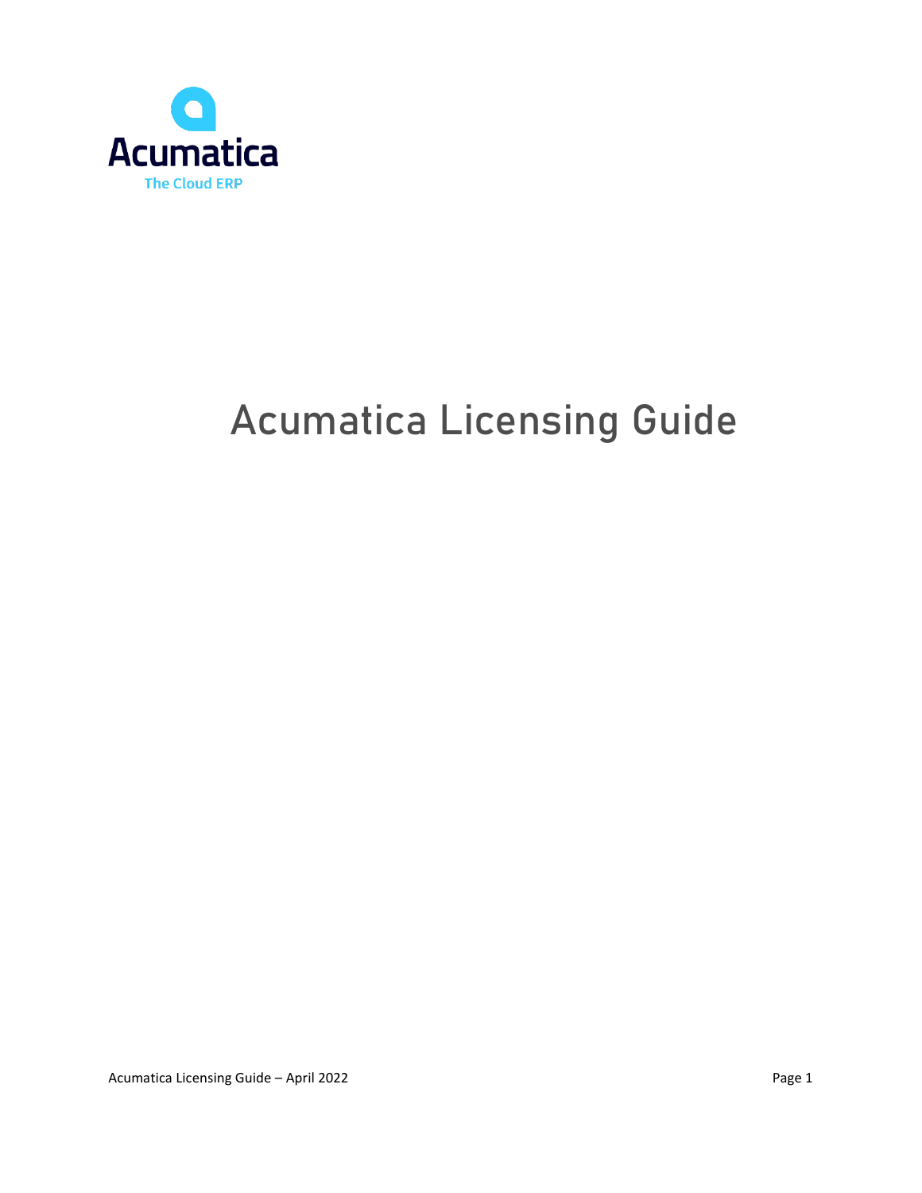Acumatica

The Cloud ERP

# Acumatica Licensing Guide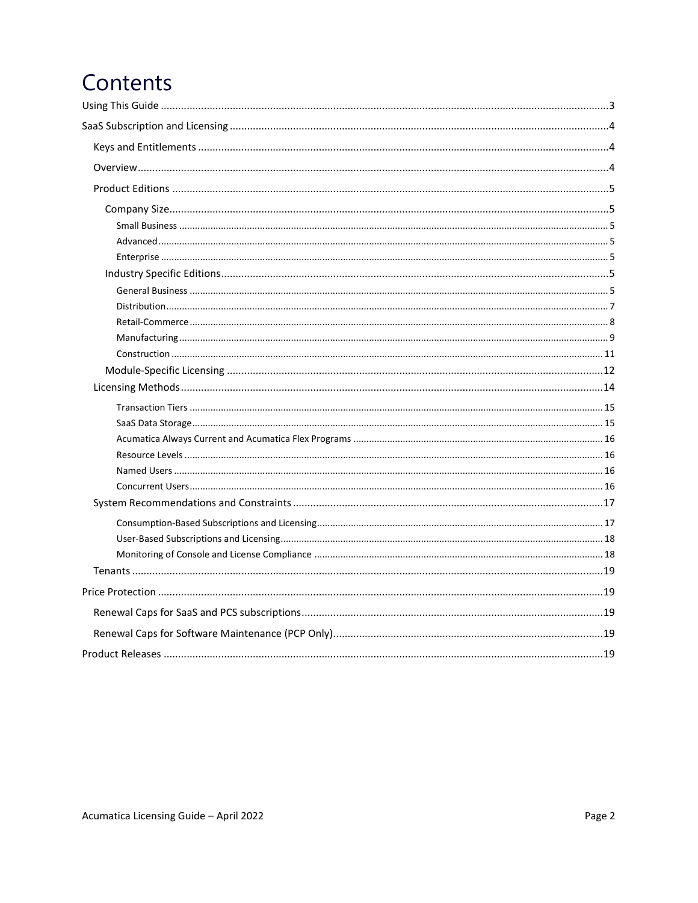# Contents

- Using This Guide ....................................................................................................3
- SaaS Subscription and Licensing ..........................................................................4
  - Keys and Entitlements ....................................................................................4
  - Overview ...........................................................................................................4
  - Product Editions ..............................................................................................5
    - Company Size ............................................................................................5
      - Small Business .......................................................................................5
      - Advanced ...............................................................................................5
      - Enterprise ..............................................................................................5
    - Industry Specific Editions ..........................................................................5
      - General Business ...................................................................................5
      - Distribution ............................................................................................7
      - Retail-Commerce ....................................................................................8
      - Manufacturing ........................................................................................9
      - Construction ........................................................................................11
    - Module-Specific Licensing .......................................................................12
  - Licensing Methods .........................................................................................14
    - Transaction Tiers .......................................................................................15
    - SaaS Data Storage ......................................................................................15
    - Acumatica Always Current and Acumatica Flex Programs ........................16
    - Resource Levels ..........................................................................................16
    - Named Users ..............................................................................................16
    - Concurrent Users .......................................................................................16
  - System Recommendations and Constraints ...................................................17
    - Consumption-Based Subscriptions and Licensing .....................................17
    - User-Based Subscriptions and Licensing ....................................................18
    - Monitoring of Console and License Compliance .......................................18
  - Tenants ...........................................................................................................19
- Price Protection ..................................................................................................19
  - Renewal Caps for SaaS and PCS subscriptions ...............................................19
  - Renewal Caps for Software Maintenance (PCP Only) .....................................19
- Product Releases ................................................................................................19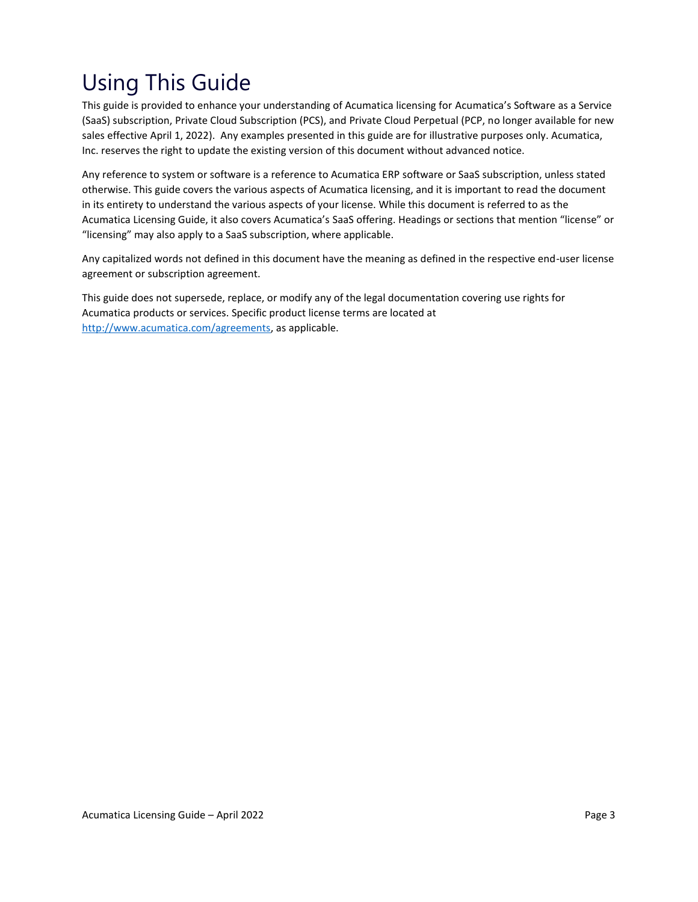# Using This Guide

This guide is provided to enhance your understanding of Acumatica licensing for Acumatica's Software as a Service (SaaS) subscription, Private Cloud Subscription (PCS), and Private Cloud Perpetual (PCP, no longer available for new sales effective April 1, 2022). Any examples presented in this guide are for illustrative purposes only. Acumatica, Inc. reserves the right to update the existing version of this document without advanced notice.

Any reference to system or software is a reference to Acumatica ERP software or SaaS subscription, unless stated otherwise. This guide covers the various aspects of Acumatica licensing, and it is important to read the document in its entirety to understand the various aspects of your license. While this document is referred to as the Acumatica Licensing Guide, it also covers Acumatica's SaaS offering. Headings or sections that mention "license" or "licensing" may also apply to a SaaS subscription, where applicable.

Any capitalized words not defined in this document have the meaning as defined in the respective end-user license agreement or subscription agreement.

This guide does not supersede, replace, or modify any of the legal documentation covering use rights for Acumatica products or services. Specific product license terms are located at [http://www.acumatica.com/agreements](http://www.acumatica.com/agreements), as applicable.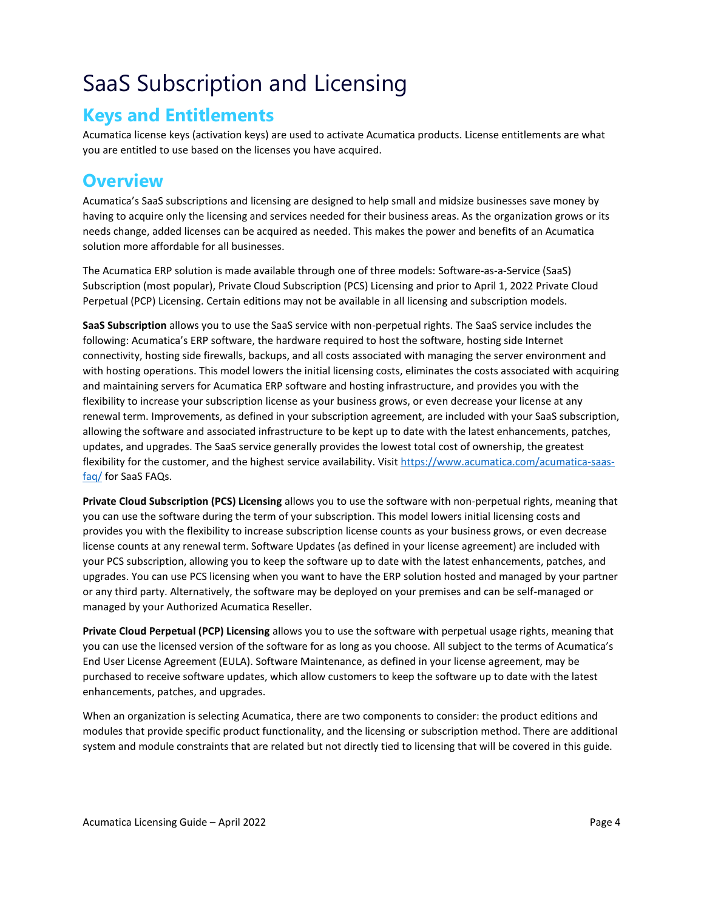# SaaS Subscription and Licensing

## Keys and Entitlements

Acumatica license keys (activation keys) are used to activate Acumatica products. License entitlements are what you are entitled to use based on the licenses you have acquired.

## Overview

Acumatica's SaaS subscriptions and licensing are designed to help small and midsize businesses save money by having to acquire only the licensing and services needed for their business areas. As the organization grows or its needs change, added licenses can be acquired as needed. This makes the power and benefits of an Acumatica solution more affordable for all businesses.

The Acumatica ERP solution is made available through one of three models: Software-as-a-Service (SaaS) Subscription (most popular), Private Cloud Subscription (PCS) Licensing and prior to April 1, 2022 Private Cloud Perpetual (PCP) Licensing. Certain editions may not be available in all licensing and subscription models.

**SaaS Subscription** allows you to use the SaaS service with non-perpetual rights. The SaaS service includes the following: Acumatica's ERP software, the hardware required to host the software, hosting side Internet connectivity, hosting side firewalls, backups, and all costs associated with managing the server environment and with hosting operations. This model lowers the initial licensing costs, eliminates the costs associated with acquiring and maintaining servers for Acumatica ERP software and hosting infrastructure, and provides you with the flexibility to increase your subscription license as your business grows, or even decrease your license at any renewal term. Improvements, as defined in your subscription agreement, are included with your SaaS subscription, allowing the software and associated infrastructure to be kept up to date with the latest enhancements, patches, updates, and upgrades. The SaaS service generally provides the lowest total cost of ownership, the greatest flexibility for the customer, and the highest service availability. Visit [https://www.acumatica.com/acumatica-saas-faq/](https://www.acumatica.com/acumatica-saas-faq/) for SaaS FAQs.

**Private Cloud Subscription (PCS) Licensing** allows you to use the software with non-perpetual rights, meaning that you can use the software during the term of your subscription. This model lowers initial licensing costs and provides you with the flexibility to increase subscription license counts as your business grows, or even decrease license counts at any renewal term. Software Updates (as defined in your license agreement) are included with your PCS subscription, allowing you to keep the software up to date with the latest enhancements, patches, and upgrades. You can use PCS licensing when you want to have the ERP solution hosted and managed by your partner or any third party. Alternatively, the software may be deployed on your premises and can be self-managed or managed by your Authorized Acumatica Reseller.

**Private Cloud Perpetual (PCP) Licensing** allows you to use the software with perpetual usage rights, meaning that you can use the licensed version of the software for as long as you choose. All subject to the terms of Acumatica's End User License Agreement (EULA). Software Maintenance, as defined in your license agreement, may be purchased to receive software updates, which allow customers to keep the software up to date with the latest enhancements, patches, and upgrades.

When an organization is selecting Acumatica, there are two components to consider: the product editions and modules that provide specific product functionality, and the licensing or subscription method. There are additional system and module constraints that are related but not directly tied to licensing that will be covered in this guide.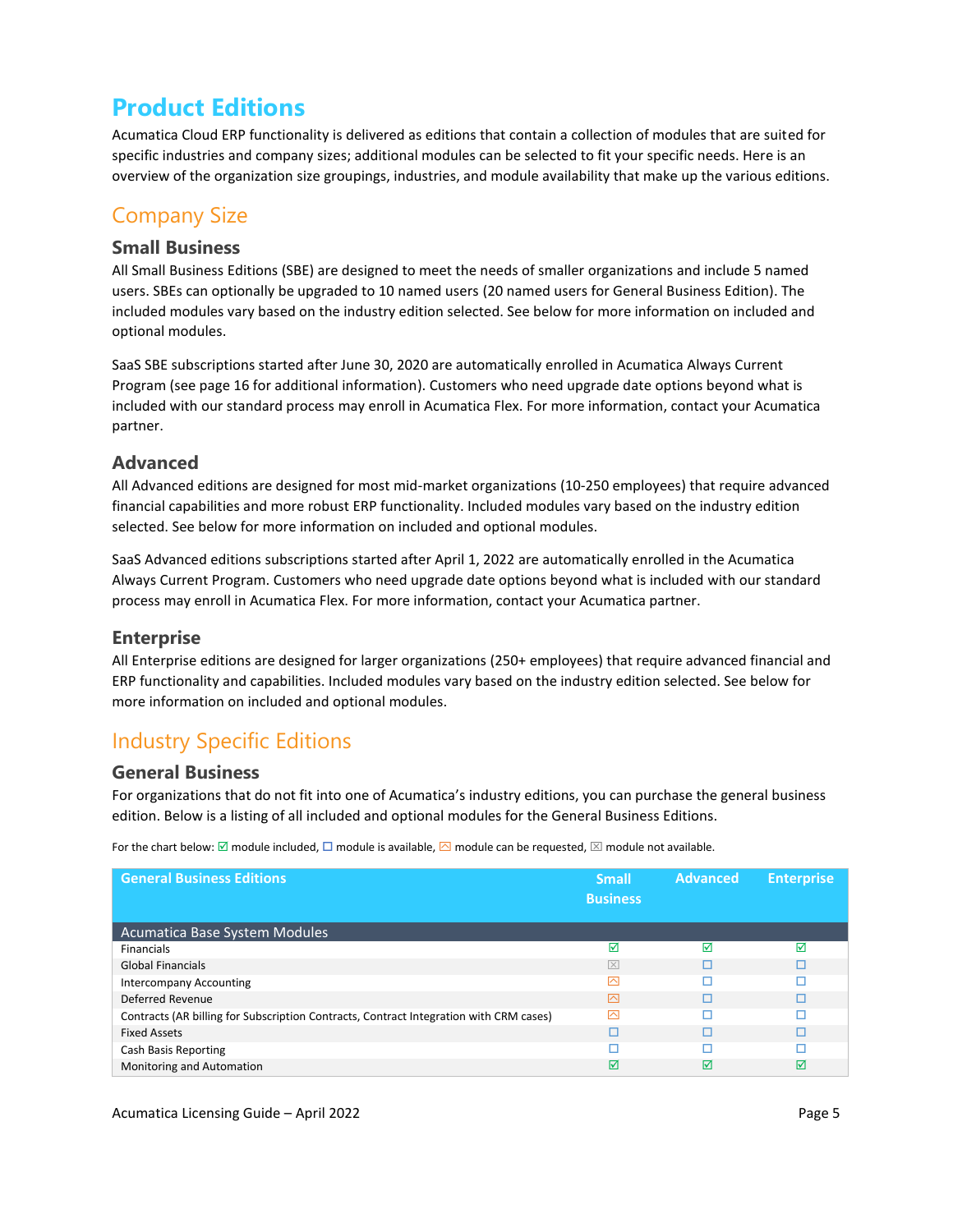# Product Editions

Acumatica Cloud ERP functionality is delivered as editions that contain a collection of modules that are suited for specific industries and company sizes; additional modules can be selected to fit your specific needs. Here is an overview of the organization size groupings, industries, and module availability that make up the various editions.

## Company Size

### Small Business

All Small Business Editions (SBE) are designed to meet the needs of smaller organizations and include 5 named users. SBEs can optionally be upgraded to 10 named users (20 named users for General Business Edition). The included modules vary based on the industry edition selected. See below for more information on included and optional modules.

SaaS SBE subscriptions started after June 30, 2020 are automatically enrolled in Acumatica Always Current Program (see page 16 for additional information). Customers who need upgrade date options beyond what is included with our standard process may enroll in Acumatica Flex. For more information, contact your Acumatica partner.

### Advanced

All Advanced editions are designed for most mid-market organizations (10-250 employees) that require advanced financial capabilities and more robust ERP functionality. Included modules vary based on the industry edition selected. See below for more information on included and optional modules.

SaaS Advanced editions subscriptions started after April 1, 2022 are automatically enrolled in the Acumatica Always Current Program. Customers who need upgrade date options beyond what is included with our standard process may enroll in Acumatica Flex. For more information, contact your Acumatica partner.

### Enterprise

All Enterprise editions are designed for larger organizations (250+ employees) that require advanced financial and ERP functionality and capabilities. Included modules vary based on the industry edition selected. See below for more information on included and optional modules.

## Industry Specific Editions

### General Business

For organizations that do not fit into one of Acumatica's industry editions, you can purchase the general business edition. Below is a listing of all included and optional modules for the General Business Editions.

For the chart below: ☑ module included, ☐ module is available, ⧄ module can be requested, ☒ module not available.

| General Business Editions | Small Business | Advanced | Enterprise |
|---|---|---|---|
| **Acumatica Base System Modules** | | | |
| Financials | ☑ | ☑ | ☑ |
| Global Financials | ☒ | ☐ | ☐ |
| Intercompany Accounting | ⧄ | ☐ | ☐ |
| Deferred Revenue | ⧄ | ☐ | ☐ |
| Contracts (AR billing for Subscription Contracts, Contract Integration with CRM cases) | ⧄ | ☐ | ☐ |
| Fixed Assets | ☐ | ☐ | ☐ |
| Cash Basis Reporting | ☐ | ☐ | ☐ |
| Monitoring and Automation | ☑ | ☑ | ☑ |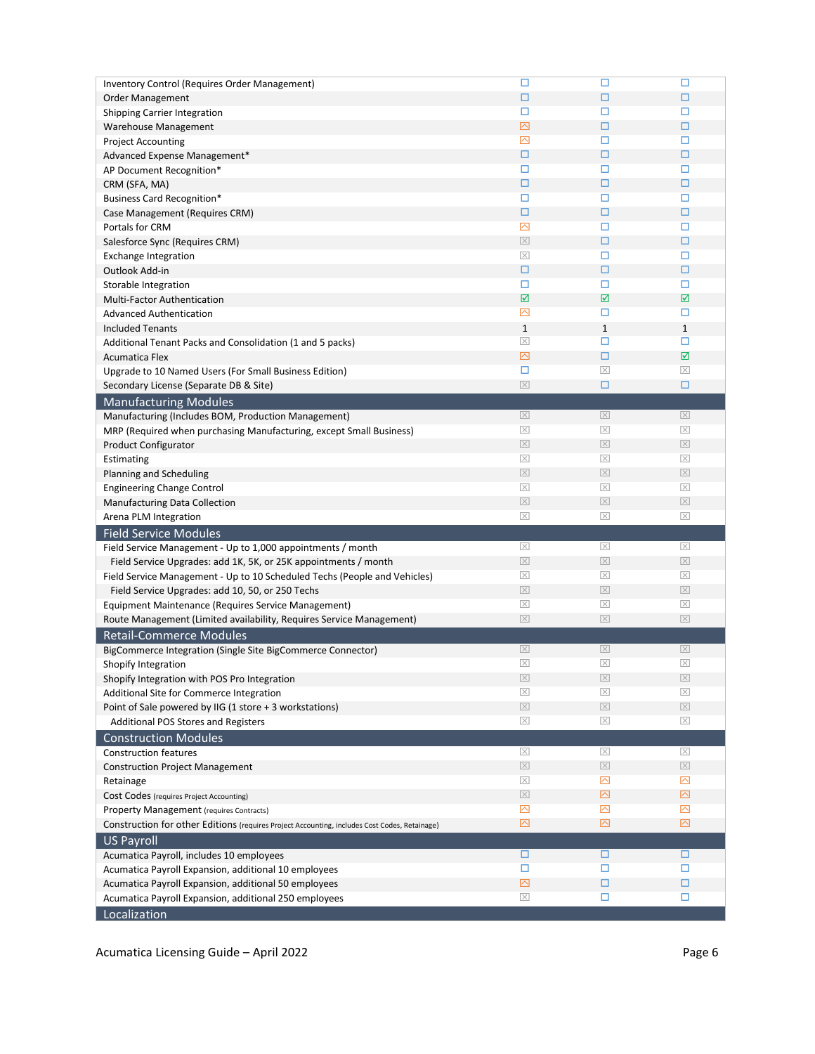| Feature | | | |
|---|---|---|---|
| Inventory Control (Requires Order Management) | ☐ | ☐ | ☐ |
| Order Management | ☐ | ☐ | ☐ |
| Shipping Carrier Integration | ☐ | ☐ | ☐ |
| Warehouse Management | ⬆ | ☐ | ☐ |
| Project Accounting | ⬆ | ☐ | ☐ |
| Advanced Expense Management* | ☐ | ☐ | ☐ |
| AP Document Recognition* | ☐ | ☐ | ☐ |
| CRM (SFA, MA) | ☐ | ☐ | ☐ |
| Business Card Recognition* | ☐ | ☐ | ☐ |
| Case Management (Requires CRM) | ☐ | ☐ | ☐ |
| Portals for CRM | ⬆ | ☐ | ☐ |
| Salesforce Sync (Requires CRM) | ☒ | ☐ | ☐ |
| Exchange Integration | ☒ | ☐ | ☐ |
| Outlook Add-in | ☐ | ☐ | ☐ |
| Storable Integration | ☐ | ☐ | ☐ |
| Multi-Factor Authentication | ☑ | ☑ | ☑ |
| Advanced Authentication | ⬆ | ☐ | ☐ |
| Included Tenants | 1 | 1 | 1 |
| Additional Tenant Packs and Consolidation (1 and 5 packs) | ☒ | ☐ | ☐ |
| Acumatica Flex | ⬆ | ☐ | ☑ |
| Upgrade to 10 Named Users (For Small Business Edition) | ☐ | ☒ | ☒ |
| Secondary License (Separate DB & Site) | ☒ | ☐ | ☐ |
| **Manufacturing Modules** | | | |
| Manufacturing (Includes BOM, Production Management) | ☒ | ☒ | ☒ |
| MRP (Required when purchasing Manufacturing, except Small Business) | ☒ | ☒ | ☒ |
| Product Configurator | ☒ | ☒ | ☒ |
| Estimating | ☒ | ☒ | ☒ |
| Planning and Scheduling | ☒ | ☒ | ☒ |
| Engineering Change Control | ☒ | ☒ | ☒ |
| Manufacturing Data Collection | ☒ | ☒ | ☒ |
| Arena PLM Integration | ☒ | ☒ | ☒ |
| **Field Service Modules** | | | |
| Field Service Management - Up to 1,000 appointments / month | ☒ | ☒ | ☒ |
| Field Service Upgrades: add 1K, 5K, or 25K appointments / month | ☒ | ☒ | ☒ |
| Field Service Management - Up to 10 Scheduled Techs (People and Vehicles) | ☒ | ☒ | ☒ |
| Field Service Upgrades: add 10, 50, or 250 Techs | ☒ | ☒ | ☒ |
| Equipment Maintenance (Requires Service Management) | ☒ | ☒ | ☒ |
| Route Management (Limited availability, Requires Service Management) | ☒ | ☒ | ☒ |
| **Retail-Commerce Modules** | | | |
| BigCommerce Integration (Single Site BigCommerce Connector) | ☒ | ☒ | ☒ |
| Shopify Integration | ☒ | ☒ | ☒ |
| Shopify Integration with POS Pro Integration | ☒ | ☒ | ☒ |
| Additional Site for Commerce Integration | ☒ | ☒ | ☒ |
| Point of Sale powered by IIG (1 store + 3 workstations) | ☒ | ☒ | ☒ |
| Additional POS Stores and Registers | ☒ | ☒ | ☒ |
| **Construction Modules** | | | |
| Construction features | ☒ | ☒ | ☒ |
| Construction Project Management | ☒ | ☒ | ☒ |
| Retainage | ☒ | ⬆ | ⬆ |
| Cost Codes (requires Project Accounting) | ☒ | ⬆ | ⬆ |
| Property Management (requires Contracts) | ⬆ | ⬆ | ⬆ |
| Construction for other Editions (requires Project Accounting, includes Cost Codes, Retainage) | ⬆ | ⬆ | ⬆ |
| **US Payroll** | | | |
| Acumatica Payroll, includes 10 employees | ☐ | ☐ | ☐ |
| Acumatica Payroll Expansion, additional 10 employees | ☐ | ☐ | ☐ |
| Acumatica Payroll Expansion, additional 50 employees | ⬆ | ☐ | ☐ |
| Acumatica Payroll Expansion, additional 250 employees | ☒ | ☐ | ☐ |
| **Localization** | | | |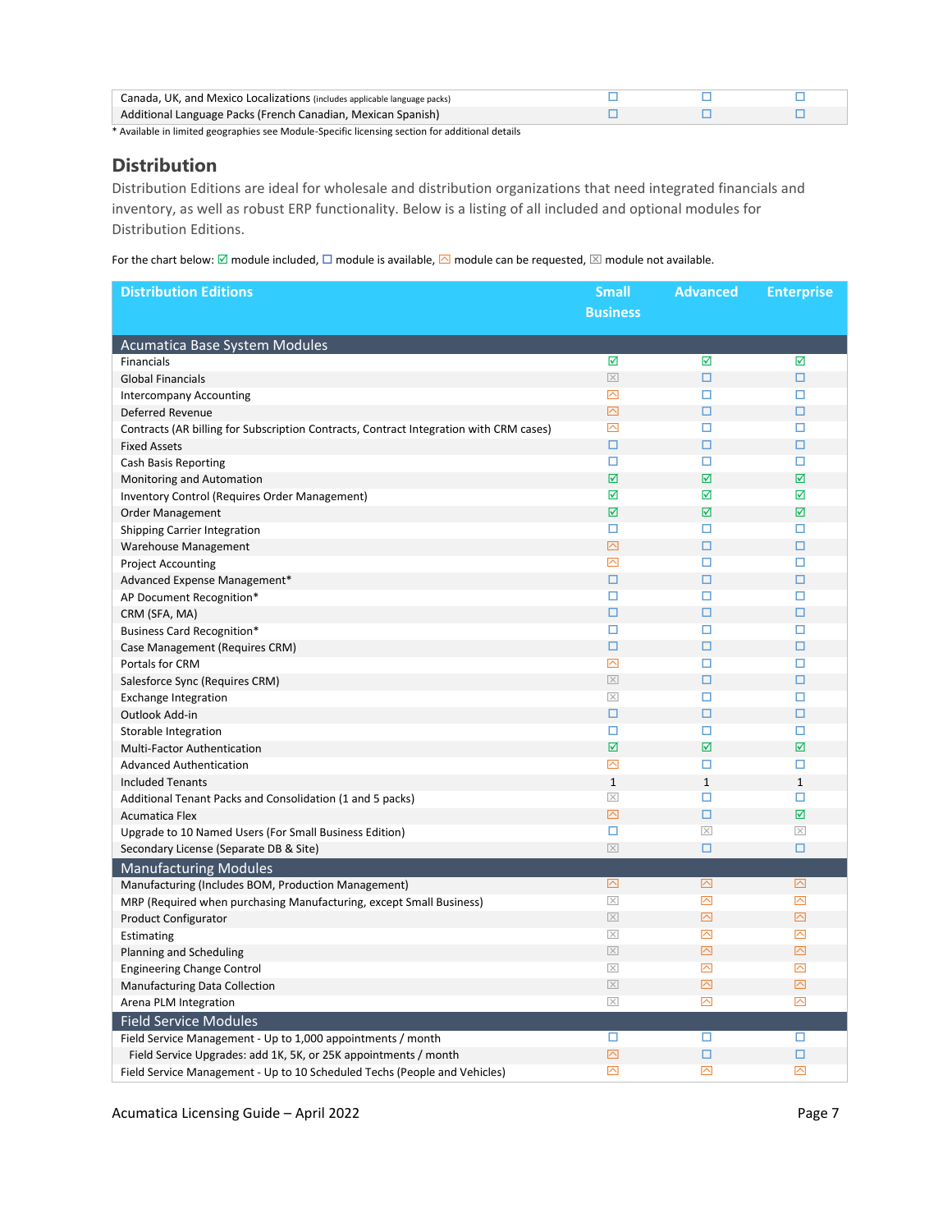| | | | |
|---|---|---|---|
| Canada, UK, and Mexico Localizations (includes applicable language packs) | ☐ | ☐ | ☐ |
| Additional Language Packs (French Canadian, Mexican Spanish) | ☐ | ☐ | ☐ |

\* Available in limited geographies see Module-Specific licensing section for additional details

## Distribution

Distribution Editions are ideal for wholesale and distribution organizations that need integrated financials and inventory, as well as robust ERP functionality. Below is a listing of all included and optional modules for Distribution Editions.

For the chart below: ☑ module included, ☐ module is available, ⍓ module can be requested, ☒ module not available.

| Distribution Editions | Small Business | Advanced | Enterprise |
|---|---|---|---|
| **Acumatica Base System Modules** | | | |
| Financials | ☑ | ☑ | ☑ |
| Global Financials | ☒ | ☐ | ☐ |
| Intercompany Accounting | ⍓ | ☐ | ☐ |
| Deferred Revenue | ⍓ | ☐ | ☐ |
| Contracts (AR billing for Subscription Contracts, Contract Integration with CRM cases) | ⍓ | ☐ | ☐ |
| Fixed Assets | ☐ | ☐ | ☐ |
| Cash Basis Reporting | ☐ | ☐ | ☐ |
| Monitoring and Automation | ☑ | ☑ | ☑ |
| Inventory Control (Requires Order Management) | ☑ | ☑ | ☑ |
| Order Management | ☑ | ☑ | ☑ |
| Shipping Carrier Integration | ☐ | ☐ | ☐ |
| Warehouse Management | ⍓ | ☐ | ☐ |
| Project Accounting | ⍓ | ☐ | ☐ |
| Advanced Expense Management* | ☐ | ☐ | ☐ |
| AP Document Recognition* | ☐ | ☐ | ☐ |
| CRM (SFA, MA) | ☐ | ☐ | ☐ |
| Business Card Recognition* | ☐ | ☐ | ☐ |
| Case Management (Requires CRM) | ☐ | ☐ | ☐ |
| Portals for CRM | ⍓ | ☐ | ☐ |
| Salesforce Sync (Requires CRM) | ☒ | ☐ | ☐ |
| Exchange Integration | ☒ | ☐ | ☐ |
| Outlook Add-in | ☐ | ☐ | ☐ |
| Storable Integration | ☐ | ☐ | ☐ |
| Multi-Factor Authentication | ☑ | ☑ | ☑ |
| Advanced Authentication | ⍓ | ☐ | ☐ |
| Included Tenants | 1 | 1 | 1 |
| Additional Tenant Packs and Consolidation (1 and 5 packs) | ☒ | ☐ | ☐ |
| Acumatica Flex | ⍓ | ☐ | ☑ |
| Upgrade to 10 Named Users (For Small Business Edition) | ☐ | ☒ | ☒ |
| Secondary License (Separate DB & Site) | ☒ | ☐ | ☐ |
| **Manufacturing Modules** | | | |
| Manufacturing (Includes BOM, Production Management) | ⍓ | ⍓ | ⍓ |
| MRP (Required when purchasing Manufacturing, except Small Business) | ☒ | ⍓ | ⍓ |
| Product Configurator | ☒ | ⍓ | ⍓ |
| Estimating | ☒ | ⍓ | ⍓ |
| Planning and Scheduling | ☒ | ⍓ | ⍓ |
| Engineering Change Control | ☒ | ⍓ | ⍓ |
| Manufacturing Data Collection | ☒ | ⍓ | ⍓ |
| Arena PLM Integration | ☒ | ⍓ | ⍓ |
| **Field Service Modules** | | | |
| Field Service Management - Up to 1,000 appointments / month | ☐ | ☐ | ☐ |
| Field Service Upgrades: add 1K, 5K, or 25K appointments / month | ⍓ | ☐ | ☐ |
| Field Service Management - Up to 10 Scheduled Techs (People and Vehicles) | ⍓ | ⍓ | ⍓ |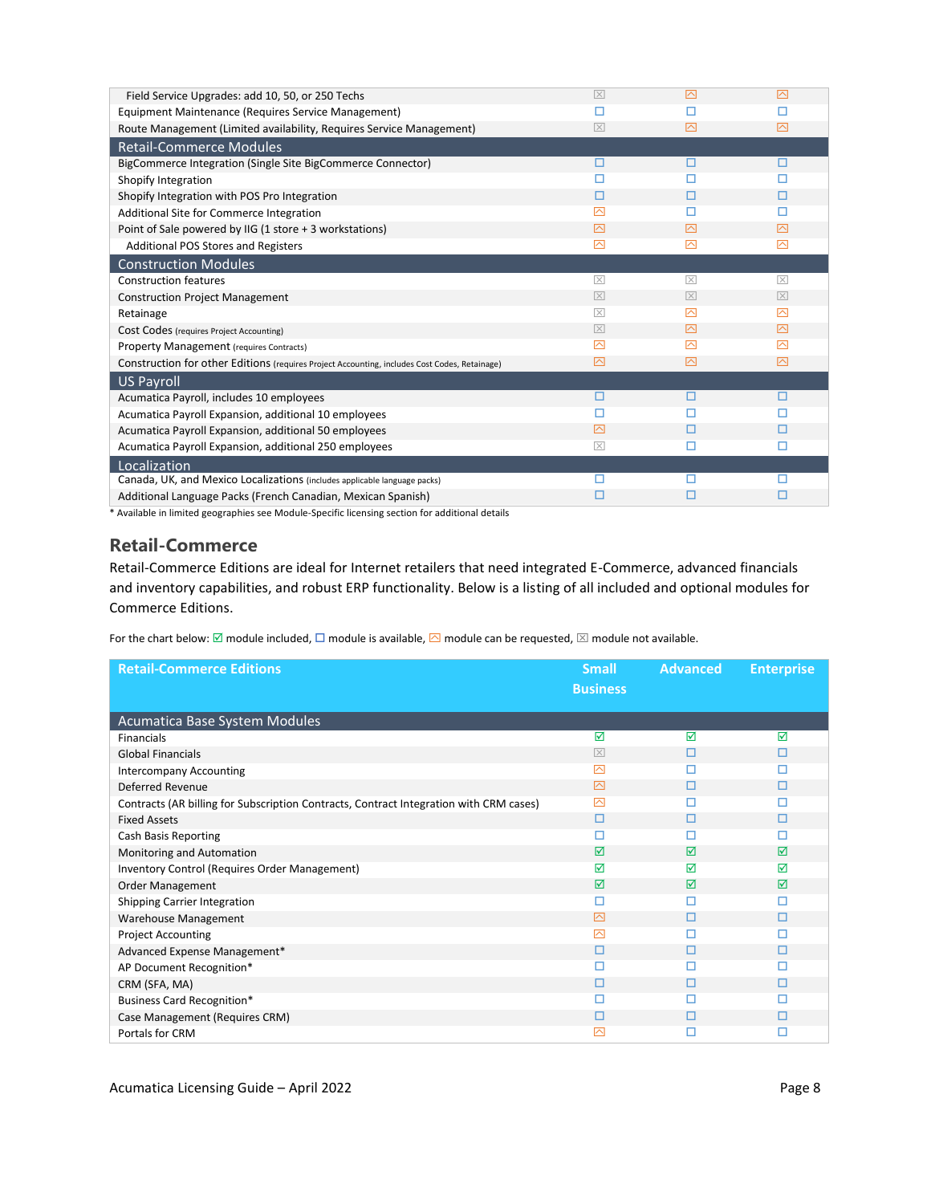| | | | |
|---|---|---|---|
| Field Service Upgrades: add 10, 50, or 250 Techs | ☒ | ⚠ | ⚠ |
| Equipment Maintenance (Requires Service Management) | ☐ | ☐ | ☐ |
| Route Management (Limited availability, Requires Service Management) | ☒ | ⚠ | ⚠ |
| **Retail-Commerce Modules** | | | |
| BigCommerce Integration (Single Site BigCommerce Connector) | ☐ | ☐ | ☐ |
| Shopify Integration | ☐ | ☐ | ☐ |
| Shopify Integration with POS Pro Integration | ☐ | ☐ | ☐ |
| Additional Site for Commerce Integration | ⚠ | ☐ | ☐ |
| Point of Sale powered by IIG (1 store + 3 workstations) | ⚠ | ⚠ | ⚠ |
| Additional POS Stores and Registers | ⚠ | ⚠ | ⚠ |
| **Construction Modules** | | | |
| Construction features | ☒ | ☒ | ☒ |
| Construction Project Management | ☒ | ☒ | ☒ |
| Retainage | ☒ | ⚠ | ⚠ |
| Cost Codes (requires Project Accounting) | ☒ | ⚠ | ⚠ |
| Property Management (requires Contracts) | ⚠ | ⚠ | ⚠ |
| Construction for other Editions (requires Project Accounting, includes Cost Codes, Retainage) | ⚠ | ⚠ | ⚠ |
| **US Payroll** | | | |
| Acumatica Payroll, includes 10 employees | ☐ | ☐ | ☐ |
| Acumatica Payroll Expansion, additional 10 employees | ☐ | ☐ | ☐ |
| Acumatica Payroll Expansion, additional 50 employees | ⚠ | ☐ | ☐ |
| Acumatica Payroll Expansion, additional 250 employees | ☒ | ☐ | ☐ |
| **Localization** | | | |
| Canada, UK, and Mexico Localizations (includes applicable language packs) | ☐ | ☐ | ☐ |
| Additional Language Packs (French Canadian, Mexican Spanish) | ☐ | ☐ | ☐ |

* Available in limited geographies see Module-Specific licensing section for additional details

## Retail-Commerce

Retail-Commerce Editions are ideal for Internet retailers that need integrated E-Commerce, advanced financials and inventory capabilities, and robust ERP functionality. Below is a listing of all included and optional modules for Commerce Editions.

For the chart below: ☑ module included, ☐ module is available, ⚠ module can be requested, ☒ module not available.

| Retail-Commerce Editions | Small Business | Advanced | Enterprise |
|---|---|---|---|
| **Acumatica Base System Modules** | | | |
| Financials | ☑ | ☑ | ☑ |
| Global Financials | ☒ | ☐ | ☐ |
| Intercompany Accounting | ⚠ | ☐ | ☐ |
| Deferred Revenue | ⚠ | ☐ | ☐ |
| Contracts (AR billing for Subscription Contracts, Contract Integration with CRM cases) | ⚠ | ☐ | ☐ |
| Fixed Assets | ☐ | ☐ | ☐ |
| Cash Basis Reporting | ☐ | ☐ | ☐ |
| Monitoring and Automation | ☑ | ☑ | ☑ |
| Inventory Control (Requires Order Management) | ☑ | ☑ | ☑ |
| Order Management | ☑ | ☑ | ☑ |
| Shipping Carrier Integration | ☐ | ☐ | ☐ |
| Warehouse Management | ⚠ | ☐ | ☐ |
| Project Accounting | ⚠ | ☐ | ☐ |
| Advanced Expense Management* | ☐ | ☐ | ☐ |
| AP Document Recognition* | ☐ | ☐ | ☐ |
| CRM (SFA, MA) | ☐ | ☐ | ☐ |
| Business Card Recognition* | ☐ | ☐ | ☐ |
| Case Management (Requires CRM) | ☐ | ☐ | ☐ |
| Portals for CRM | ⚠ | ☐ | ☐ |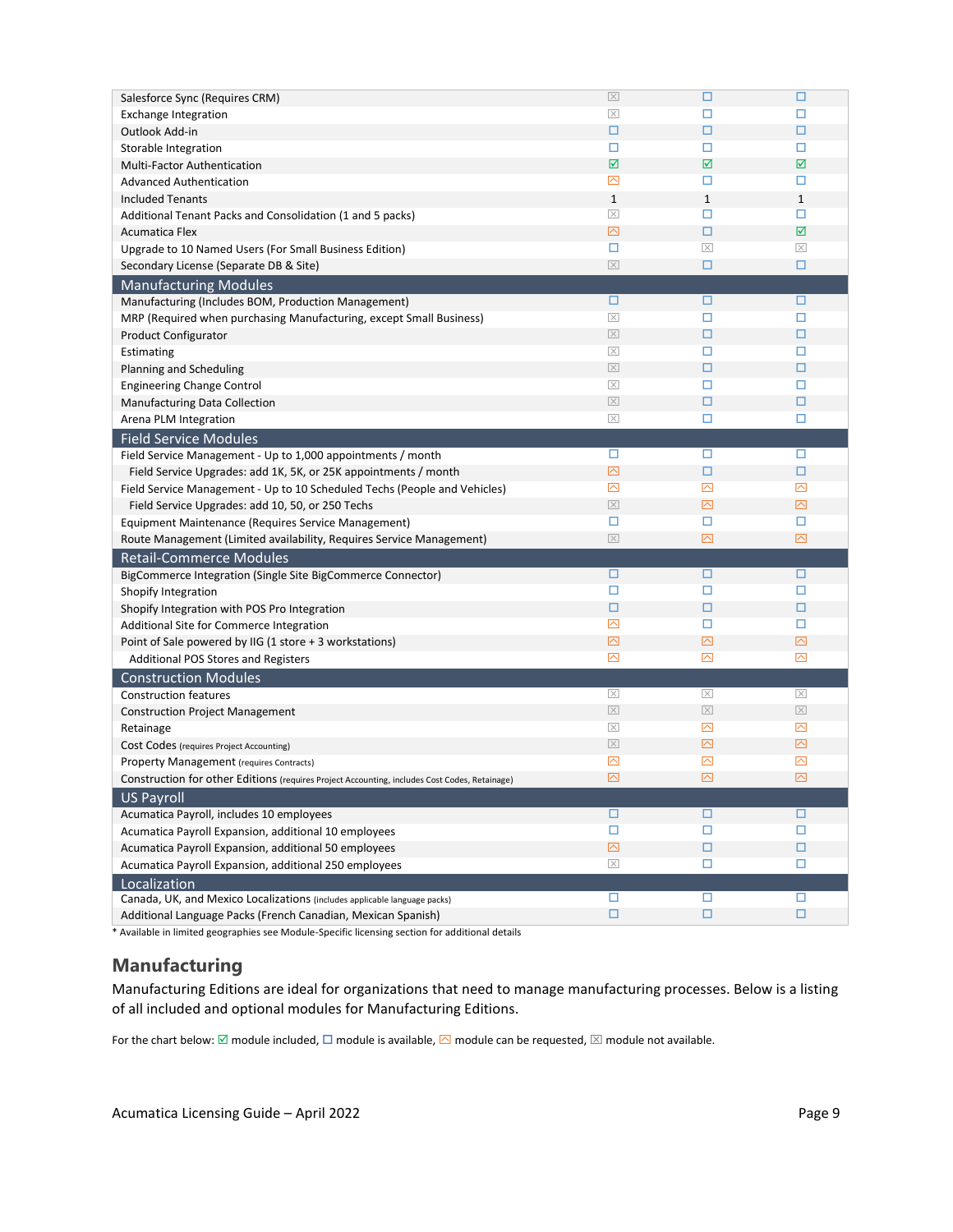| | | | |
|---|---|---|---|
| Salesforce Sync (Requires CRM) | ☒ | ☐ | ☐ |
| Exchange Integration | ☒ | ☐ | ☐ |
| Outlook Add-in | ☐ | ☐ | ☐ |
| Storable Integration | ☐ | ☐ | ☐ |
| Multi-Factor Authentication | ☑ | ☑ | ☑ |
| Advanced Authentication | ⍓ | ☐ | ☐ |
| Included Tenants | 1 | 1 | 1 |
| Additional Tenant Packs and Consolidation (1 and 5 packs) | ☒ | ☐ | ☐ |
| Acumatica Flex | ⍓ | ☐ | ☑ |
| Upgrade to 10 Named Users (For Small Business Edition) | ☐ | ☒ | ☒ |
| Secondary License (Separate DB & Site) | ☒ | ☐ | ☐ |
| **Manufacturing Modules** | | | |
| Manufacturing (Includes BOM, Production Management) | ☐ | ☐ | ☐ |
| MRP (Required when purchasing Manufacturing, except Small Business) | ☒ | ☐ | ☐ |
| Product Configurator | ☒ | ☐ | ☐ |
| Estimating | ☒ | ☐ | ☐ |
| Planning and Scheduling | ☒ | ☐ | ☐ |
| Engineering Change Control | ☒ | ☐ | ☐ |
| Manufacturing Data Collection | ☒ | ☐ | ☐ |
| Arena PLM Integration | ☒ | ☐ | ☐ |
| **Field Service Modules** | | | |
| Field Service Management - Up to 1,000 appointments / month | ☐ | ☐ | ☐ |
| Field Service Upgrades: add 1K, 5K, or 25K appointments / month | ⍓ | ☐ | ☐ |
| Field Service Management - Up to 10 Scheduled Techs (People and Vehicles) | ⍓ | ⍓ | ⍓ |
| Field Service Upgrades: add 10, 50, or 250 Techs | ☒ | ⍓ | ⍓ |
| Equipment Maintenance (Requires Service Management) | ☐ | ☐ | ☐ |
| Route Management (Limited availability, Requires Service Management) | ☒ | ⍓ | ⍓ |
| **Retail-Commerce Modules** | | | |
| BigCommerce Integration (Single Site BigCommerce Connector) | ☐ | ☐ | ☐ |
| Shopify Integration | ☐ | ☐ | ☐ |
| Shopify Integration with POS Pro Integration | ☐ | ☐ | ☐ |
| Additional Site for Commerce Integration | ⍓ | ☐ | ☐ |
| Point of Sale powered by IIG (1 store + 3 workstations) | ⍓ | ⍓ | ⍓ |
| Additional POS Stores and Registers | ⍓ | ⍓ | ⍓ |
| **Construction Modules** | | | |
| Construction features | ☒ | ☒ | ☒ |
| Construction Project Management | ☒ | ☒ | ☒ |
| Retainage | ☒ | ⍓ | ⍓ |
| Cost Codes (requires Project Accounting) | ☒ | ⍓ | ⍓ |
| Property Management (requires Contracts) | ⍓ | ⍓ | ⍓ |
| Construction for other Editions (requires Project Accounting, includes Cost Codes, Retainage) | ⍓ | ⍓ | ⍓ |
| **US Payroll** | | | |
| Acumatica Payroll, includes 10 employees | ☐ | ☐ | ☐ |
| Acumatica Payroll Expansion, additional 10 employees | ☐ | ☐ | ☐ |
| Acumatica Payroll Expansion, additional 50 employees | ⍓ | ☐ | ☐ |
| Acumatica Payroll Expansion, additional 250 employees | ☒ | ☐ | ☐ |
| **Localization** | | | |
| Canada, UK, and Mexico Localizations (includes applicable language packs) | ☐ | ☐ | ☐ |
| Additional Language Packs (French Canadian, Mexican Spanish) | ☐ | ☐ | ☐ |

* Available in limited geographies see Module-Specific licensing section for additional details

## Manufacturing

Manufacturing Editions are ideal for organizations that need to manage manufacturing processes. Below is a listing of all included and optional modules for Manufacturing Editions.

For the chart below: ☑ module included, ☐ module is available, ⍓ module can be requested, ☒ module not available.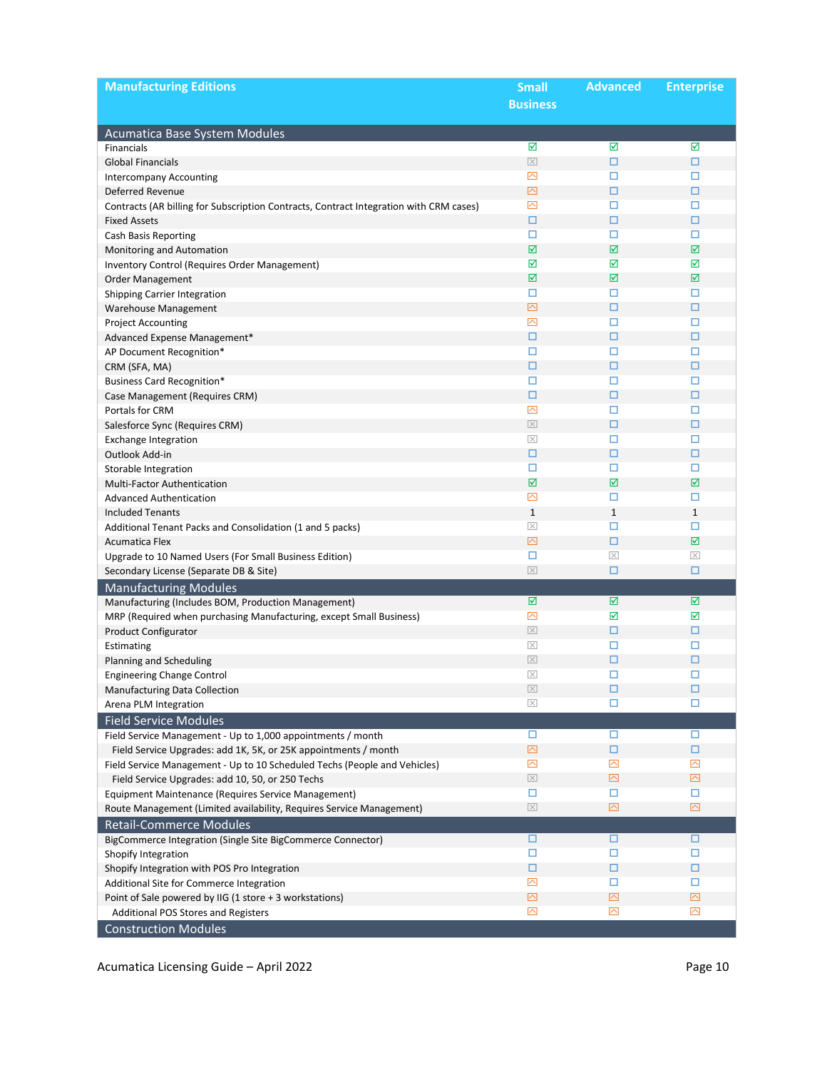| Manufacturing Editions | Small Business | Advanced | Enterprise |
|---|---|---|---|
| **Acumatica Base System Modules** | | | |
| Financials | ☑ | ☑ | ☑ |
| Global Financials | ☒ | ☐ | ☐ |
| Intercompany Accounting | ⌃ | ☐ | ☐ |
| Deferred Revenue | ⌃ | ☐ | ☐ |
| Contracts (AR billing for Subscription Contracts, Contract Integration with CRM cases) | ⌃ | ☐ | ☐ |
| Fixed Assets | ☐ | ☐ | ☐ |
| Cash Basis Reporting | ☐ | ☐ | ☐ |
| Monitoring and Automation | ☑ | ☑ | ☑ |
| Inventory Control (Requires Order Management) | ☑ | ☑ | ☑ |
| Order Management | ☑ | ☑ | ☑ |
| Shipping Carrier Integration | ☐ | ☐ | ☐ |
| Warehouse Management | ⌃ | ☐ | ☐ |
| Project Accounting | ⌃ | ☐ | ☐ |
| Advanced Expense Management* | ☐ | ☐ | ☐ |
| AP Document Recognition* | ☐ | ☐ | ☐ |
| CRM (SFA, MA) | ☐ | ☐ | ☐ |
| Business Card Recognition* | ☐ | ☐ | ☐ |
| Case Management (Requires CRM) | ☐ | ☐ | ☐ |
| Portals for CRM | ⌃ | ☐ | ☐ |
| Salesforce Sync (Requires CRM) | ☒ | ☐ | ☐ |
| Exchange Integration | ☒ | ☐ | ☐ |
| Outlook Add-in | ☐ | ☐ | ☐ |
| Storable Integration | ☐ | ☐ | ☐ |
| Multi-Factor Authentication | ☑ | ☑ | ☑ |
| Advanced Authentication | ⌃ | ☐ | ☐ |
| Included Tenants | 1 | 1 | 1 |
| Additional Tenant Packs and Consolidation (1 and 5 packs) | ☒ | ☐ | ☐ |
| Acumatica Flex | ⌃ | ☐ | ☑ |
| Upgrade to 10 Named Users (For Small Business Edition) | ☐ | ☒ | ☒ |
| Secondary License (Separate DB & Site) | ☒ | ☐ | ☐ |
| **Manufacturing Modules** | | | |
| Manufacturing (Includes BOM, Production Management) | ☑ | ☑ | ☑ |
| MRP (Required when purchasing Manufacturing, except Small Business) | ⌃ | ☑ | ☑ |
| Product Configurator | ☒ | ☐ | ☐ |
| Estimating | ☒ | ☐ | ☐ |
| Planning and Scheduling | ☒ | ☐ | ☐ |
| Engineering Change Control | ☒ | ☐ | ☐ |
| Manufacturing Data Collection | ☒ | ☐ | ☐ |
| Arena PLM Integration | ☒ | ☐ | ☐ |
| **Field Service Modules** | | | |
| Field Service Management - Up to 1,000 appointments / month | ☐ | ☐ | ☐ |
| Field Service Upgrades: add 1K, 5K, or 25K appointments / month | ⌃ | ☐ | ☐ |
| Field Service Management - Up to 10 Scheduled Techs (People and Vehicles) | ⌃ | ⌃ | ⌃ |
| Field Service Upgrades: add 10, 50, or 250 Techs | ☒ | ⌃ | ⌃ |
| Equipment Maintenance (Requires Service Management) | ☐ | ☐ | ☐ |
| Route Management (Limited availability, Requires Service Management) | ☒ | ⌃ | ⌃ |
| **Retail-Commerce Modules** | | | |
| BigCommerce Integration (Single Site BigCommerce Connector) | ☐ | ☐ | ☐ |
| Shopify Integration | ☐ | ☐ | ☐ |
| Shopify Integration with POS Pro Integration | ☐ | ☐ | ☐ |
| Additional Site for Commerce Integration | ⌃ | ☐ | ☐ |
| Point of Sale powered by IIG (1 store + 3 workstations) | ⌃ | ⌃ | ⌃ |
| Additional POS Stores and Registers | ⌃ | ⌃ | ⌃ |
| **Construction Modules** | | | |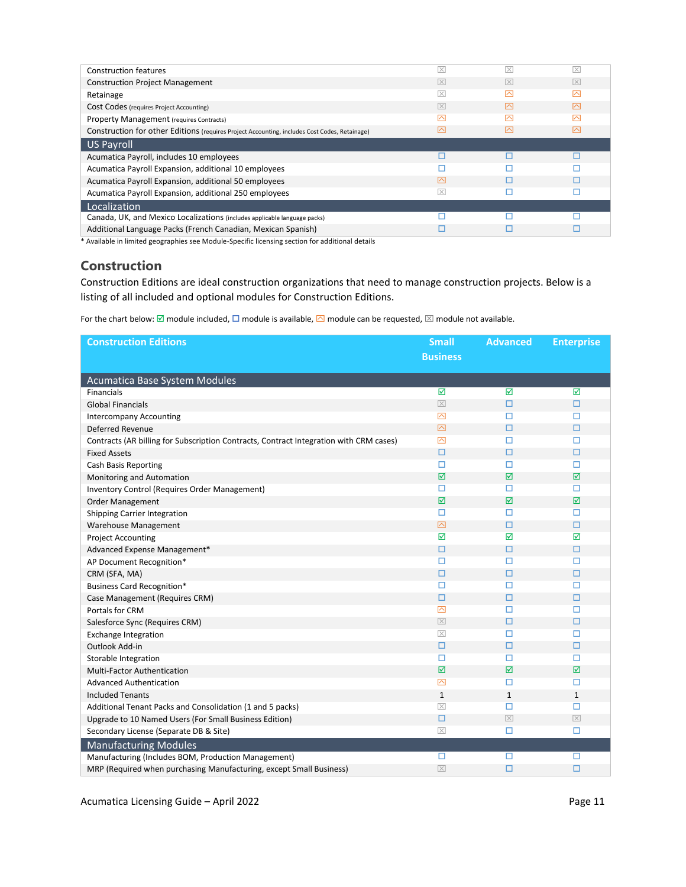| | | | |
|---|---|---|---|
| Construction features | ☒ | ☒ | ☒ |
| Construction Project Management | ☒ | ☒ | ☒ |
| Retainage | ☒ | ⍓ | ⍓ |
| Cost Codes (requires Project Accounting) | ☒ | ⍓ | ⍓ |
| Property Management (requires Contracts) | ⍓ | ⍓ | ⍓ |
| Construction for other Editions (requires Project Accounting, includes Cost Codes, Retainage) | ⍓ | ⍓ | ⍓ |
| **US Payroll** | | | |
| Acumatica Payroll, includes 10 employees | ☐ | ☐ | ☐ |
| Acumatica Payroll Expansion, additional 10 employees | ☐ | ☐ | ☐ |
| Acumatica Payroll Expansion, additional 50 employees | ⍓ | ☐ | ☐ |
| Acumatica Payroll Expansion, additional 250 employees | ☒ | ☐ | ☐ |
| **Localization** | | | |
| Canada, UK, and Mexico Localizations (includes applicable language packs) | ☐ | ☐ | ☐ |
| Additional Language Packs (French Canadian, Mexican Spanish) | ☐ | ☐ | ☐ |

* Available in limited geographies see Module-Specific licensing section for additional details

## Construction

Construction Editions are ideal construction organizations that need to manage construction projects. Below is a listing of all included and optional modules for Construction Editions.

For the chart below: ☑ module included, ☐ module is available, ⍓ module can be requested, ☒ module not available.

| Construction Editions | Small Business | Advanced | Enterprise |
|---|---|---|---|
| **Acumatica Base System Modules** | | | |
| Financials | ☑ | ☑ | ☑ |
| Global Financials | ☒ | ☐ | ☐ |
| Intercompany Accounting | ⍓ | ☐ | ☐ |
| Deferred Revenue | ⍓ | ☐ | ☐ |
| Contracts (AR billing for Subscription Contracts, Contract Integration with CRM cases) | ⍓ | ☐ | ☐ |
| Fixed Assets | ☐ | ☐ | ☐ |
| Cash Basis Reporting | ☐ | ☐ | ☐ |
| Monitoring and Automation | ☑ | ☑ | ☑ |
| Inventory Control (Requires Order Management) | ☐ | ☐ | ☐ |
| Order Management | ☑ | ☑ | ☑ |
| Shipping Carrier Integration | ☐ | ☐ | ☐ |
| Warehouse Management | ⍓ | ☐ | ☐ |
| Project Accounting | ☑ | ☑ | ☑ |
| Advanced Expense Management* | ☐ | ☐ | ☐ |
| AP Document Recognition* | ☐ | ☐ | ☐ |
| CRM (SFA, MA) | ☐ | ☐ | ☐ |
| Business Card Recognition* | ☐ | ☐ | ☐ |
| Case Management (Requires CRM) | ☐ | ☐ | ☐ |
| Portals for CRM | ⍓ | ☐ | ☐ |
| Salesforce Sync (Requires CRM) | ☒ | ☐ | ☐ |
| Exchange Integration | ☒ | ☐ | ☐ |
| Outlook Add-in | ☐ | ☐ | ☐ |
| Storable Integration | ☐ | ☐ | ☐ |
| Multi-Factor Authentication | ☑ | ☑ | ☑ |
| Advanced Authentication | ⍓ | ☐ | ☐ |
| Included Tenants | 1 | 1 | 1 |
| Additional Tenant Packs and Consolidation (1 and 5 packs) | ☒ | ☐ | ☐ |
| Upgrade to 10 Named Users (For Small Business Edition) | ☐ | ☒ | ☒ |
| Secondary License (Separate DB & Site) | ☒ | ☐ | ☐ |
| **Manufacturing Modules** | | | |
| Manufacturing (Includes BOM, Production Management) | ☐ | ☐ | ☐ |
| MRP (Required when purchasing Manufacturing, except Small Business) | ☒ | ☐ | ☐ |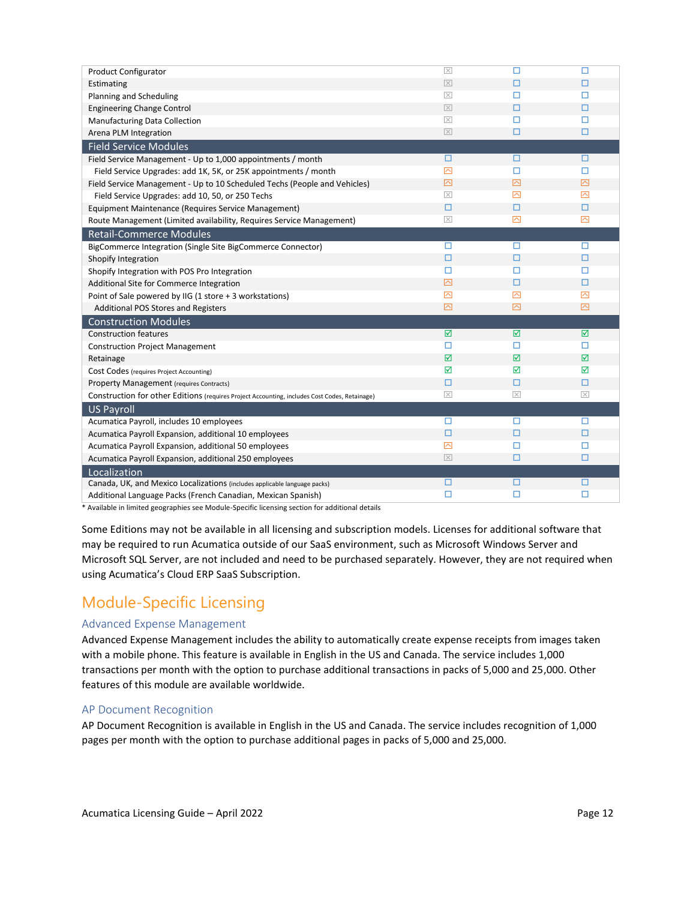| | | | |
|---|---|---|---|
| Product Configurator | ☒ | ☐ | ☐ |
| Estimating | ☒ | ☐ | ☐ |
| Planning and Scheduling | ☒ | ☐ | ☐ |
| Engineering Change Control | ☒ | ☐ | ☐ |
| Manufacturing Data Collection | ☒ | ☐ | ☐ |
| Arena PLM Integration | ☒ | ☐ | ☐ |
| **Field Service Modules** | | | |
| Field Service Management - Up to 1,000 appointments / month | ☐ | ☐ | ☐ |
| Field Service Upgrades: add 1K, 5K, or 25K appointments / month | ⌃ | ☐ | ☐ |
| Field Service Management - Up to 10 Scheduled Techs (People and Vehicles) | ⌃ | ⌃ | ⌃ |
| Field Service Upgrades: add 10, 50, or 250 Techs | ☒ | ⌃ | ⌃ |
| Equipment Maintenance (Requires Service Management) | ☐ | ☐ | ☐ |
| Route Management (Limited availability, Requires Service Management) | ☒ | ⌃ | ⌃ |
| **Retail-Commerce Modules** | | | |
| BigCommerce Integration (Single Site BigCommerce Connector) | ☐ | ☐ | ☐ |
| Shopify Integration | ☐ | ☐ | ☐ |
| Shopify Integration with POS Pro Integration | ☐ | ☐ | ☐ |
| Additional Site for Commerce Integration | ⌃ | ☐ | ☐ |
| Point of Sale powered by IIG (1 store + 3 workstations) | ⌃ | ⌃ | ⌃ |
| Additional POS Stores and Registers | ⌃ | ⌃ | ⌃ |
| **Construction Modules** | | | |
| Construction features | ☑ | ☑ | ☑ |
| Construction Project Management | ☐ | ☐ | ☐ |
| Retainage | ☑ | ☑ | ☑ |
| Cost Codes (requires Project Accounting) | ☑ | ☑ | ☑ |
| Property Management (requires Contracts) | ☐ | ☐ | ☐ |
| Construction for other Editions (requires Project Accounting, includes Cost Codes, Retainage) | ☒ | ☒ | ☒ |
| **US Payroll** | | | |
| Acumatica Payroll, includes 10 employees | ☐ | ☐ | ☐ |
| Acumatica Payroll Expansion, additional 10 employees | ☐ | ☐ | ☐ |
| Acumatica Payroll Expansion, additional 50 employees | ⌃ | ☐ | ☐ |
| Acumatica Payroll Expansion, additional 250 employees | ☒ | ☐ | ☐ |
| **Localization** | | | |
| Canada, UK, and Mexico Localizations (includes applicable language packs) | ☐ | ☐ | ☐ |
| Additional Language Packs (French Canadian, Mexican Spanish) | ☐ | ☐ | ☐ |

* Available in limited geographies see Module-Specific licensing section for additional details

Some Editions may not be available in all licensing and subscription models. Licenses for additional software that may be required to run Acumatica outside of our SaaS environment, such as Microsoft Windows Server and Microsoft SQL Server, are not included and need to be purchased separately. However, they are not required when using Acumatica's Cloud ERP SaaS Subscription.

# Module-Specific Licensing

## Advanced Expense Management

Advanced Expense Management includes the ability to automatically create expense receipts from images taken with a mobile phone. This feature is available in English in the US and Canada. The service includes 1,000 transactions per month with the option to purchase additional transactions in packs of 5,000 and 25,000. Other features of this module are available worldwide.

## AP Document Recognition

AP Document Recognition is available in English in the US and Canada. The service includes recognition of 1,000 pages per month with the option to purchase additional pages in packs of 5,000 and 25,000.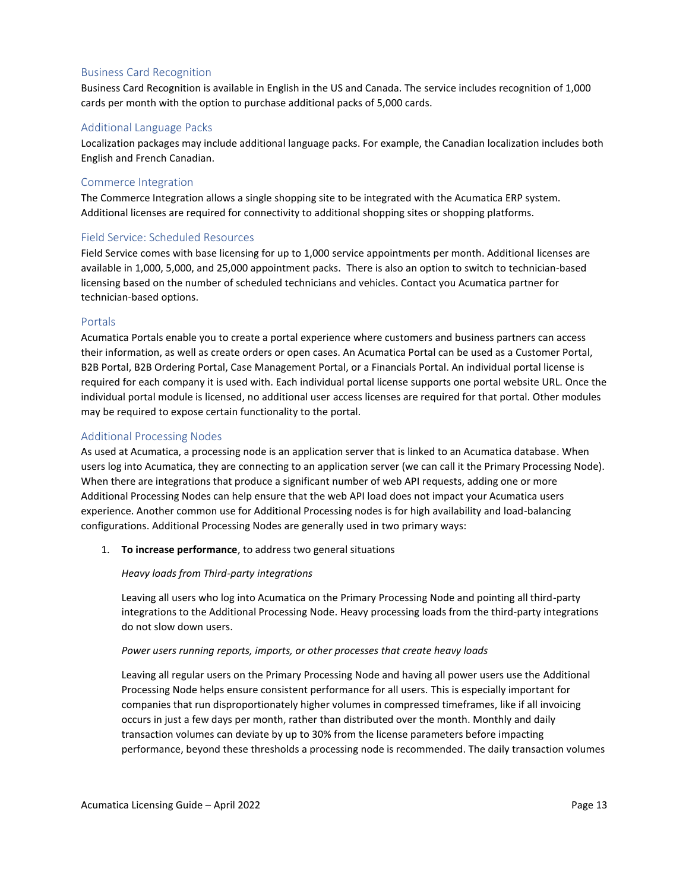### Business Card Recognition

Business Card Recognition is available in English in the US and Canada. The service includes recognition of 1,000 cards per month with the option to purchase additional packs of 5,000 cards.

### Additional Language Packs

Localization packages may include additional language packs. For example, the Canadian localization includes both English and French Canadian.

### Commerce Integration

The Commerce Integration allows a single shopping site to be integrated with the Acumatica ERP system. Additional licenses are required for connectivity to additional shopping sites or shopping platforms.

### Field Service: Scheduled Resources

Field Service comes with base licensing for up to 1,000 service appointments per month. Additional licenses are available in 1,000, 5,000, and 25,000 appointment packs. There is also an option to switch to technician-based licensing based on the number of scheduled technicians and vehicles. Contact you Acumatica partner for technician-based options.

### Portals

Acumatica Portals enable you to create a portal experience where customers and business partners can access their information, as well as create orders or open cases. An Acumatica Portal can be used as a Customer Portal, B2B Portal, B2B Ordering Portal, Case Management Portal, or a Financials Portal. An individual portal license is required for each company it is used with. Each individual portal license supports one portal website URL. Once the individual portal module is licensed, no additional user access licenses are required for that portal. Other modules may be required to expose certain functionality to the portal.

### Additional Processing Nodes

As used at Acumatica, a processing node is an application server that is linked to an Acumatica database. When users log into Acumatica, they are connecting to an application server (we can call it the Primary Processing Node). When there are integrations that produce a significant number of web API requests, adding one or more Additional Processing Nodes can help ensure that the web API load does not impact your Acumatica users experience. Another common use for Additional Processing nodes is for high availability and load-balancing configurations. Additional Processing Nodes are generally used in two primary ways:

1. **To increase performance**, to address two general situations

   *Heavy loads from Third-party integrations*

   Leaving all users who log into Acumatica on the Primary Processing Node and pointing all third-party integrations to the Additional Processing Node. Heavy processing loads from the third-party integrations do not slow down users.

   *Power users running reports, imports, or other processes that create heavy loads*

   Leaving all regular users on the Primary Processing Node and having all power users use the Additional Processing Node helps ensure consistent performance for all users. This is especially important for companies that run disproportionately higher volumes in compressed timeframes, like if all invoicing occurs in just a few days per month, rather than distributed over the month. Monthly and daily transaction volumes can deviate by up to 30% from the license parameters before impacting performance, beyond these thresholds a processing node is recommended. The daily transaction volumes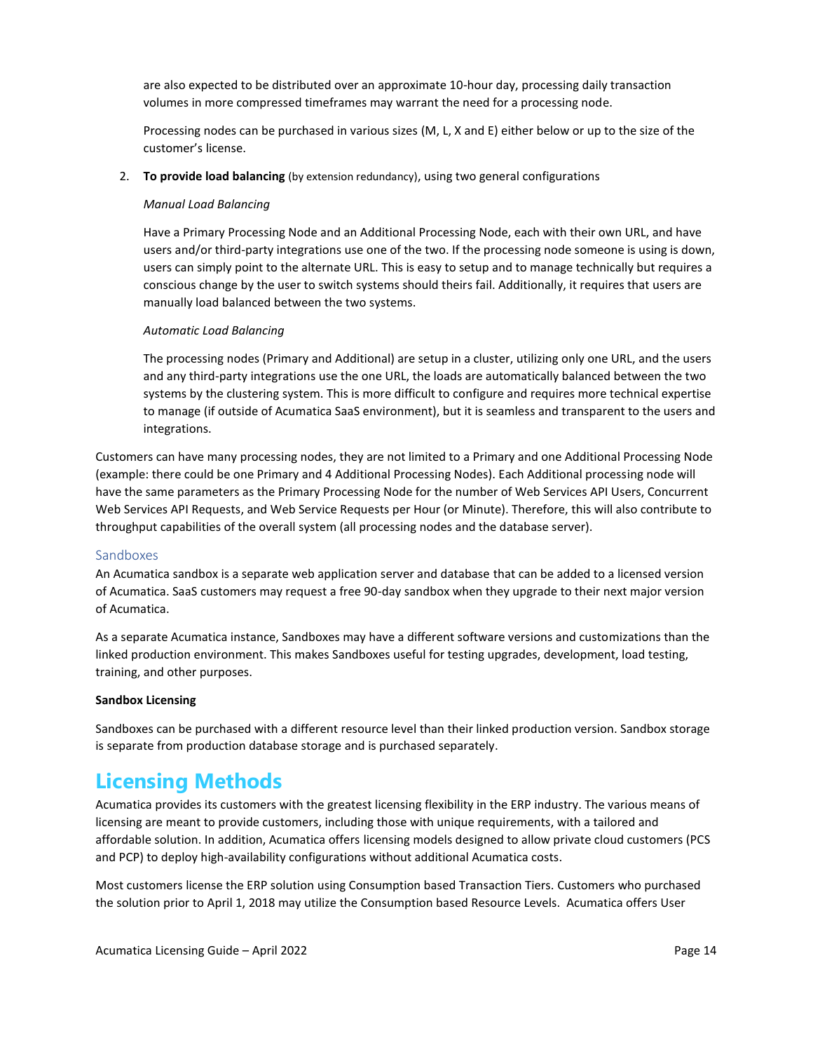are also expected to be distributed over an approximate 10-hour day, processing daily transaction volumes in more compressed timeframes may warrant the need for a processing node.

Processing nodes can be purchased in various sizes (M, L, X and E) either below or up to the size of the customer's license.

2. **To provide load balancing** (by extension redundancy), using two general configurations

   *Manual Load Balancing*

   Have a Primary Processing Node and an Additional Processing Node, each with their own URL, and have users and/or third-party integrations use one of the two. If the processing node someone is using is down, users can simply point to the alternate URL. This is easy to setup and to manage technically but requires a conscious change by the user to switch systems should theirs fail. Additionally, it requires that users are manually load balanced between the two systems.

   *Automatic Load Balancing*

   The processing nodes (Primary and Additional) are setup in a cluster, utilizing only one URL, and the users and any third-party integrations use the one URL, the loads are automatically balanced between the two systems by the clustering system. This is more difficult to configure and requires more technical expertise to manage (if outside of Acumatica SaaS environment), but it is seamless and transparent to the users and integrations.

Customers can have many processing nodes, they are not limited to a Primary and one Additional Processing Node (example: there could be one Primary and 4 Additional Processing Nodes). Each Additional processing node will have the same parameters as the Primary Processing Node for the number of Web Services API Users, Concurrent Web Services API Requests, and Web Service Requests per Hour (or Minute). Therefore, this will also contribute to throughput capabilities of the overall system (all processing nodes and the database server).

### Sandboxes

An Acumatica sandbox is a separate web application server and database that can be added to a licensed version of Acumatica. SaaS customers may request a free 90-day sandbox when they upgrade to their next major version of Acumatica.

As a separate Acumatica instance, Sandboxes may have a different software versions and customizations than the linked production environment. This makes Sandboxes useful for testing upgrades, development, load testing, training, and other purposes.

**Sandbox Licensing**

Sandboxes can be purchased with a different resource level than their linked production version. Sandbox storage is separate from production database storage and is purchased separately.

## Licensing Methods

Acumatica provides its customers with the greatest licensing flexibility in the ERP industry. The various means of licensing are meant to provide customers, including those with unique requirements, with a tailored and affordable solution. In addition, Acumatica offers licensing models designed to allow private cloud customers (PCS and PCP) to deploy high-availability configurations without additional Acumatica costs.

Most customers license the ERP solution using Consumption based Transaction Tiers. Customers who purchased the solution prior to April 1, 2018 may utilize the Consumption based Resource Levels. Acumatica offers User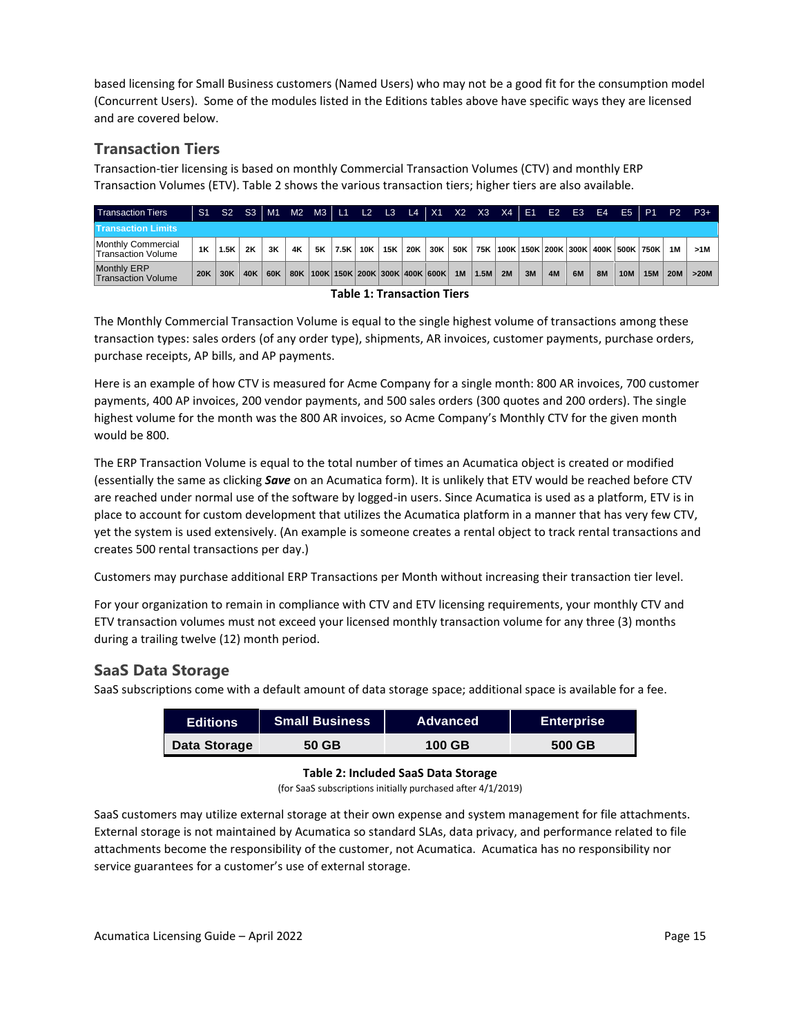based licensing for Small Business customers (Named Users) who may not be a good fit for the consumption model (Concurrent Users). Some of the modules listed in the Editions tables above have specific ways they are licensed and are covered below.

## Transaction Tiers

Transaction-tier licensing is based on monthly Commercial Transaction Volumes (CTV) and monthly ERP Transaction Volumes (ETV). Table 2 shows the various transaction tiers; higher tiers are also available.

| Transaction Tiers | S1 | S2 | S3 | M1 | M2 | M3 | L1 | L2 | L3 | L4 | X1 | X2 | X3 | X4 | E1 | E2 | E3 | E4 | E5 | P1 | P2 | P3+ |
|---|---|---|---|---|---|---|---|---|---|---|---|---|---|---|---|---|---|---|---|---|---|---|
| **Transaction Limits** | | | | | | | | | | | | | | | | | | | | | | |
| Monthly Commercial Transaction Volume | 1K | 1.5K | 2K | 3K | 4K | 5K | 7.5K | 10K | 15K | 20K | 30K | 50K | 75K | 100K | 150K | 200K | 300K | 400K | 500K | 750K | 1M | >1M |
| Monthly ERP Transaction Volume | 20K | 30K | 40K | 60K | 80K | 100K | 150K | 200K | 300K | 400K | 600K | 1M | 1.5M | 2M | 3M | 4M | 6M | 8M | 10M | 15M | 20M | >20M |

**Table 1: Transaction Tiers**

The Monthly Commercial Transaction Volume is equal to the single highest volume of transactions among these transaction types: sales orders (of any order type), shipments, AR invoices, customer payments, purchase orders, purchase receipts, AP bills, and AP payments.

Here is an example of how CTV is measured for Acme Company for a single month: 800 AR invoices, 700 customer payments, 400 AP invoices, 200 vendor payments, and 500 sales orders (300 quotes and 200 orders). The single highest volume for the month was the 800 AR invoices, so Acme Company's Monthly CTV for the given month would be 800.

The ERP Transaction Volume is equal to the total number of times an Acumatica object is created or modified (essentially the same as clicking ***Save*** on an Acumatica form). It is unlikely that ETV would be reached before CTV are reached under normal use of the software by logged-in users. Since Acumatica is used as a platform, ETV is in place to account for custom development that utilizes the Acumatica platform in a manner that has very few CTV, yet the system is used extensively. (An example is someone creates a rental object to track rental transactions and creates 500 rental transactions per day.)

Customers may purchase additional ERP Transactions per Month without increasing their transaction tier level.

For your organization to remain in compliance with CTV and ETV licensing requirements, your monthly CTV and ETV transaction volumes must not exceed your licensed monthly transaction volume for any three (3) months during a trailing twelve (12) month period.

## SaaS Data Storage

SaaS subscriptions come with a default amount of data storage space; additional space is available for a fee.

| Editions | Small Business | Advanced | Enterprise |
|---|---|---|---|
| Data Storage | 50 GB | 100 GB | 500 GB |

**Table 2: Included SaaS Data Storage**

(for SaaS subscriptions initially purchased after 4/1/2019)

SaaS customers may utilize external storage at their own expense and system management for file attachments. External storage is not maintained by Acumatica so standard SLAs, data privacy, and performance related to file attachments become the responsibility of the customer, not Acumatica. Acumatica has no responsibility nor service guarantees for a customer's use of external storage.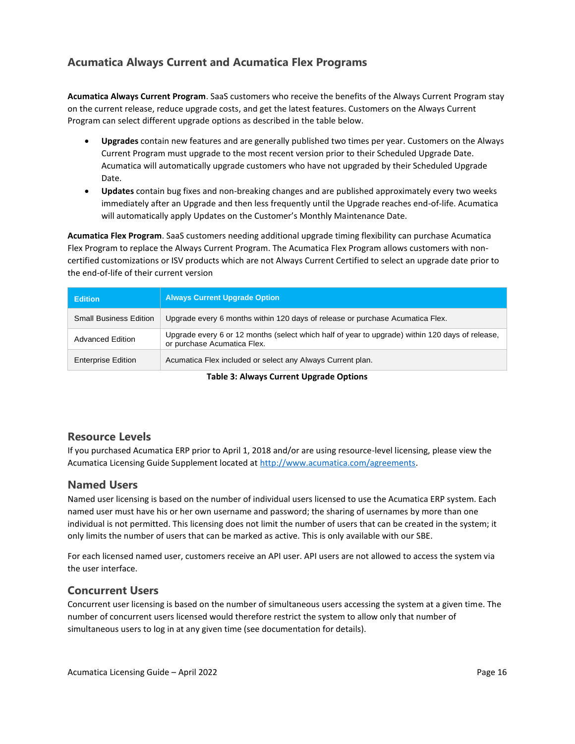## Acumatica Always Current and Acumatica Flex Programs

**Acumatica Always Current Program**. SaaS customers who receive the benefits of the Always Current Program stay on the current release, reduce upgrade costs, and get the latest features. Customers on the Always Current Program can select different upgrade options as described in the table below.

- **Upgrades** contain new features and are generally published two times per year. Customers on the Always Current Program must upgrade to the most recent version prior to their Scheduled Upgrade Date. Acumatica will automatically upgrade customers who have not upgraded by their Scheduled Upgrade Date.
- **Updates** contain bug fixes and non-breaking changes and are published approximately every two weeks immediately after an Upgrade and then less frequently until the Upgrade reaches end-of-life. Acumatica will automatically apply Updates on the Customer's Monthly Maintenance Date.

**Acumatica Flex Program**. SaaS customers needing additional upgrade timing flexibility can purchase Acumatica Flex Program to replace the Always Current Program. The Acumatica Flex Program allows customers with non-certified customizations or ISV products which are not Always Current Certified to select an upgrade date prior to the end-of-life of their current version

| Edition | Always Current Upgrade Option |
|---|---|
| Small Business Edition | Upgrade every 6 months within 120 days of release or purchase Acumatica Flex. |
| Advanced Edition | Upgrade every 6 or 12 months (select which half of year to upgrade) within 120 days of release, or purchase Acumatica Flex. |
| Enterprise Edition | Acumatica Flex included or select any Always Current plan. |

**Table 3: Always Current Upgrade Options**

## Resource Levels

If you purchased Acumatica ERP prior to April 1, 2018 and/or are using resource-level licensing, please view the Acumatica Licensing Guide Supplement located at http://www.acumatica.com/agreements.

## Named Users

Named user licensing is based on the number of individual users licensed to use the Acumatica ERP system. Each named user must have his or her own username and password; the sharing of usernames by more than one individual is not permitted. This licensing does not limit the number of users that can be created in the system; it only limits the number of users that can be marked as active. This is only available with our SBE.

For each licensed named user, customers receive an API user. API users are not allowed to access the system via the user interface.

## Concurrent Users

Concurrent user licensing is based on the number of simultaneous users accessing the system at a given time. The number of concurrent users licensed would therefore restrict the system to allow only that number of simultaneous users to log in at any given time (see documentation for details).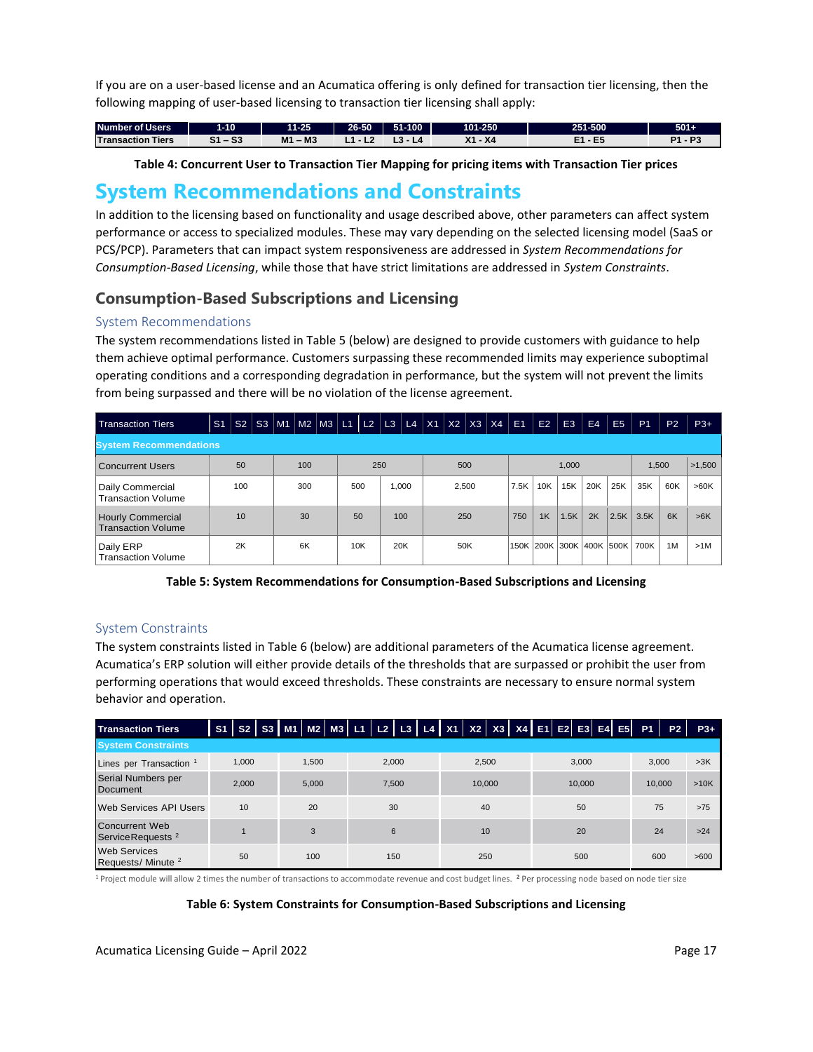If you are on a user-based license and an Acumatica offering is only defined for transaction tier licensing, then the following mapping of user-based licensing to transaction tier licensing shall apply:

| Number of Users | 1-10 | 11-25 | 26-50 | 51-100 | 101-250 | 251-500 | 501+ |
|---|---|---|---|---|---|---|---|
| Transaction Tiers | S1 – S3 | M1 – M3 | L1 - L2 | L3 - L4 | X1 - X4 | E1 - E5 | P1 - P3 |

**Table 4: Concurrent User to Transaction Tier Mapping for pricing items with Transaction Tier prices**

# System Recommendations and Constraints

In addition to the licensing based on functionality and usage described above, other parameters can affect system performance or access to specialized modules. These may vary depending on the selected licensing model (SaaS or PCS/PCP). Parameters that can impact system responsiveness are addressed in *System Recommendations for Consumption-Based Licensing*, while those that have strict limitations are addressed in *System Constraints*.

## Consumption-Based Subscriptions and Licensing

### System Recommendations

The system recommendations listed in Table 5 (below) are designed to provide customers with guidance to help them achieve optimal performance. Customers surpassing these recommended limits may experience suboptimal operating conditions and a corresponding degradation in performance, but the system will not prevent the limits from being surpassed and there will be no violation of the license agreement.

| Transaction Tiers | S1 | S2 | S3 | M1 | M2 | M3 | L1 | L2 | L3 | L4 | X1 | X2 | X3 | X4 | E1 | E2 | E3 | E4 | E5 | P1 | P2 | P3+ |
|---|---|---|---|---|---|---|---|---|---|---|---|---|---|---|---|---|---|---|---|---|---|---|
| **System Recommendations** | | | | | | | | | | | | | | | | | | | | | | |
| Concurrent Users | 50 | | | 100 | | | 250 | | | | 500 | | | | 1,000 | | | | | 1,500 | | >1,500 |
| Daily Commercial Transaction Volume | 100 | | | 300 | | | 500 | | 1,000 | | 2,500 | | | | 7.5K | 10K | 15K | 20K | 25K | 35K | 60K | >60K |
| Hourly Commercial Transaction Volume | 10 | | | 30 | | | 50 | | 100 | | 250 | | | | 750 | 1K | 1.5K | 2K | 2.5K | 3.5K | 6K | >6K |
| Daily ERP Transaction Volume | 2K | | | 6K | | | 10K | | 20K | | 50K | | | | 150K | 200K | 300K | 400K | 500K | 700K | 1M | >1M |

**Table 5: System Recommendations for Consumption-Based Subscriptions and Licensing**

### System Constraints

The system constraints listed in Table 6 (below) are additional parameters of the Acumatica license agreement. Acumatica's ERP solution will either provide details of the thresholds that are surpassed or prohibit the user from performing operations that would exceed thresholds. These constraints are necessary to ensure normal system behavior and operation.

| Transaction Tiers | S1 | S2 | S3 | M1 | M2 | M3 | L1 | L2 | L3 | L4 | X1 | X2 | X3 | X4 | E1 | E2 | E3 | E4 | E5 | P1 | P2 | P3+ |
|---|---|---|---|---|---|---|---|---|---|---|---|---|---|---|---|---|---|---|---|---|---|---|
| **System Constraints** | | | | | | | | | | | | | | | | | | | | | | |
| Lines per Transaction [1] | 1,000 | | | 1,500 | | | 2,000 | | | | 2,500 | | | | 3,000 | | | | | 3,000 | | >3K |
| Serial Numbers per Document | 2,000 | | | 5,000 | | | 7,500 | | | | 10,000 | | | | 10,000 | | | | | 10,000 | | >10K |
| Web Services API Users | 10 | | | 20 | | | 30 | | | | 40 | | | | 50 | | | | | 75 | | >75 |
| Concurrent Web ServiceRequests [2] | 1 | | | 3 | | | 6 | | | | 10 | | | | 20 | | | | | 24 | | >24 |
| Web Services Requests/ Minute [2] | 50 | | | 100 | | | 150 | | | | 250 | | | | 500 | | | | | 600 | | >600 |

[1] Project module will allow 2 times the number of transactions to accommodate revenue and cost budget lines. [2] Per processing node based on node tier size

**Table 6: System Constraints for Consumption-Based Subscriptions and Licensing**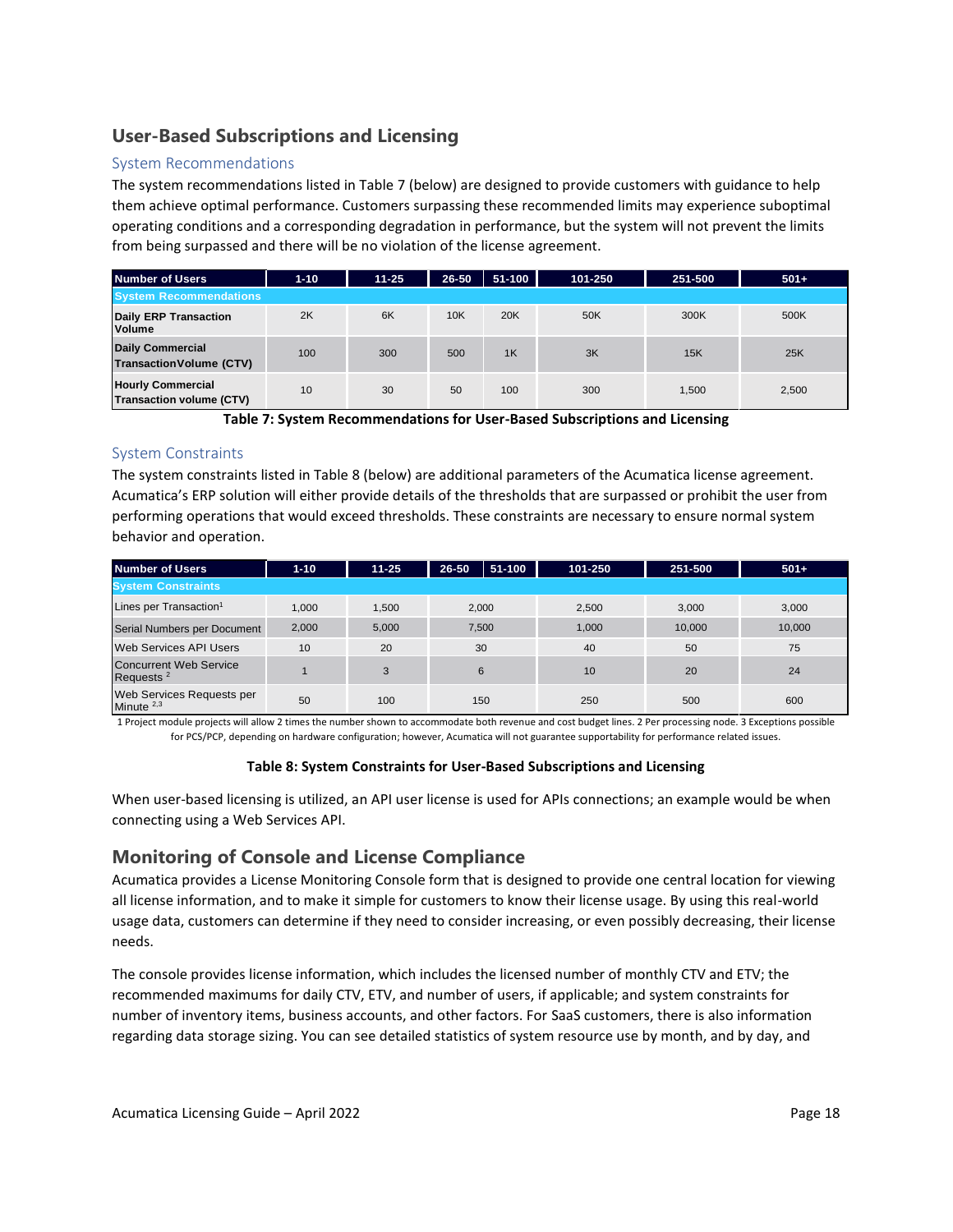## User-Based Subscriptions and Licensing

### System Recommendations

The system recommendations listed in Table 7 (below) are designed to provide customers with guidance to help them achieve optimal performance. Customers surpassing these recommended limits may experience suboptimal operating conditions and a corresponding degradation in performance, but the system will not prevent the limits from being surpassed and there will be no violation of the license agreement.

| Number of Users | 1-10 | 11-25 | 26-50 | 51-100 | 101-250 | 251-500 | 501+ |
|---|---|---|---|---|---|---|---|
| **System Recommendations** | | | | | | | |
| **Daily ERP Transaction Volume** | 2K | 6K | 10K | 20K | 50K | 300K | 500K |
| **Daily Commercial TransactionVolume (CTV)** | 100 | 300 | 500 | 1K | 3K | 15K | 25K |
| **Hourly Commercial Transaction volume (CTV)** | 10 | 30 | 50 | 100 | 300 | 1,500 | 2,500 |

**Table 7: System Recommendations for User-Based Subscriptions and Licensing**

### System Constraints

The system constraints listed in Table 8 (below) are additional parameters of the Acumatica license agreement. Acumatica's ERP solution will either provide details of the thresholds that are surpassed or prohibit the user from performing operations that would exceed thresholds. These constraints are necessary to ensure normal system behavior and operation.

| Number of Users | 1-10 | 11-25 | 26-50 | 51-100 | 101-250 | 251-500 | 501+ |
|---|---|---|---|---|---|---|---|
| **System Constraints** | | | | | | | |
| Lines per Transaction[1] | 1,000 | 1,500 | 2,000 | | 2,500 | 3,000 | 3,000 |
| Serial Numbers per Document | 2,000 | 5,000 | 7,500 | | 1,000 | 10,000 | 10,000 |
| Web Services API Users | 10 | 20 | 30 | | 40 | 50 | 75 |
| Concurrent Web Service Requests [2] | 1 | 3 | 6 | | 10 | 20 | 24 |
| Web Services Requests per Minute [2,3] | 50 | 100 | 150 | | 250 | 500 | 600 |

1 Project module projects will allow 2 times the number shown to accommodate both revenue and cost budget lines. 2 Per processing node. 3 Exceptions possible for PCS/PCP, depending on hardware configuration; however, Acumatica will not guarantee supportability for performance related issues.

**Table 8: System Constraints for User-Based Subscriptions and Licensing**

When user-based licensing is utilized, an API user license is used for APIs connections; an example would be when connecting using a Web Services API.

## Monitoring of Console and License Compliance

Acumatica provides a License Monitoring Console form that is designed to provide one central location for viewing all license information, and to make it simple for customers to know their license usage. By using this real-world usage data, customers can determine if they need to consider increasing, or even possibly decreasing, their license needs.

The console provides license information, which includes the licensed number of monthly CTV and ETV; the recommended maximums for daily CTV, ETV, and number of users, if applicable; and system constraints for number of inventory items, business accounts, and other factors. For SaaS customers, there is also information regarding data storage sizing. You can see detailed statistics of system resource use by month, and by day, and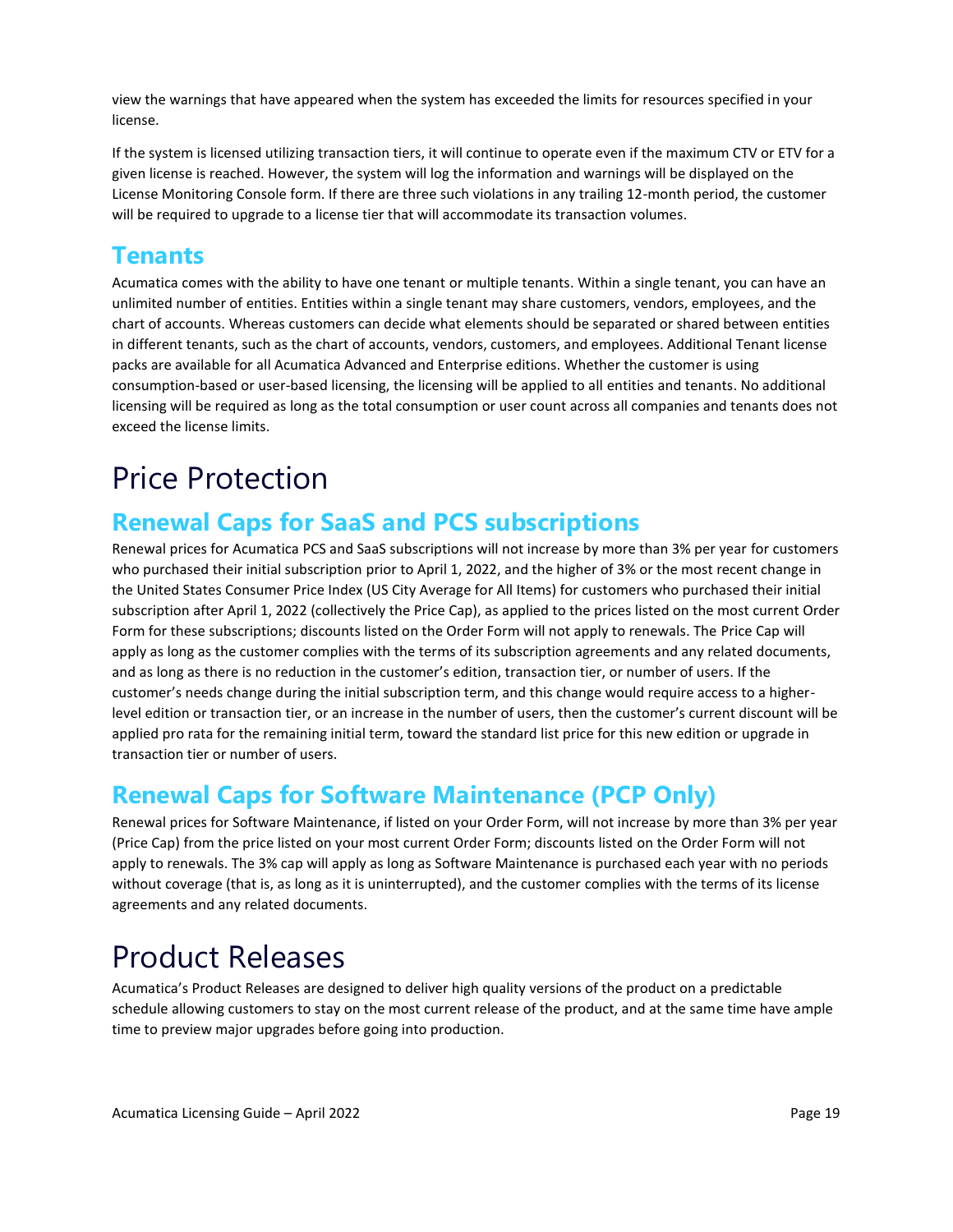view the warnings that have appeared when the system has exceeded the limits for resources specified in your license.

If the system is licensed utilizing transaction tiers, it will continue to operate even if the maximum CTV or ETV for a given license is reached. However, the system will log the information and warnings will be displayed on the License Monitoring Console form. If there are three such violations in any trailing 12-month period, the customer will be required to upgrade to a license tier that will accommodate its transaction volumes.

## Tenants

Acumatica comes with the ability to have one tenant or multiple tenants. Within a single tenant, you can have an unlimited number of entities. Entities within a single tenant may share customers, vendors, employees, and the chart of accounts. Whereas customers can decide what elements should be separated or shared between entities in different tenants, such as the chart of accounts, vendors, customers, and employees. Additional Tenant license packs are available for all Acumatica Advanced and Enterprise editions. Whether the customer is using consumption-based or user-based licensing, the licensing will be applied to all entities and tenants. No additional licensing will be required as long as the total consumption or user count across all companies and tenants does not exceed the license limits.

# Price Protection

## Renewal Caps for SaaS and PCS subscriptions

Renewal prices for Acumatica PCS and SaaS subscriptions will not increase by more than 3% per year for customers who purchased their initial subscription prior to April 1, 2022, and the higher of 3% or the most recent change in the United States Consumer Price Index (US City Average for All Items) for customers who purchased their initial subscription after April 1, 2022 (collectively the Price Cap), as applied to the prices listed on the most current Order Form for these subscriptions; discounts listed on the Order Form will not apply to renewals. The Price Cap will apply as long as the customer complies with the terms of its subscription agreements and any related documents, and as long as there is no reduction in the customer's edition, transaction tier, or number of users. If the customer's needs change during the initial subscription term, and this change would require access to a higher-level edition or transaction tier, or an increase in the number of users, then the customer's current discount will be applied pro rata for the remaining initial term, toward the standard list price for this new edition or upgrade in transaction tier or number of users.

## Renewal Caps for Software Maintenance (PCP Only)

Renewal prices for Software Maintenance, if listed on your Order Form, will not increase by more than 3% per year (Price Cap) from the price listed on your most current Order Form; discounts listed on the Order Form will not apply to renewals. The 3% cap will apply as long as Software Maintenance is purchased each year with no periods without coverage (that is, as long as it is uninterrupted), and the customer complies with the terms of its license agreements and any related documents.

# Product Releases

Acumatica's Product Releases are designed to deliver high quality versions of the product on a predictable schedule allowing customers to stay on the most current release of the product, and at the same time have ample time to preview major upgrades before going into production.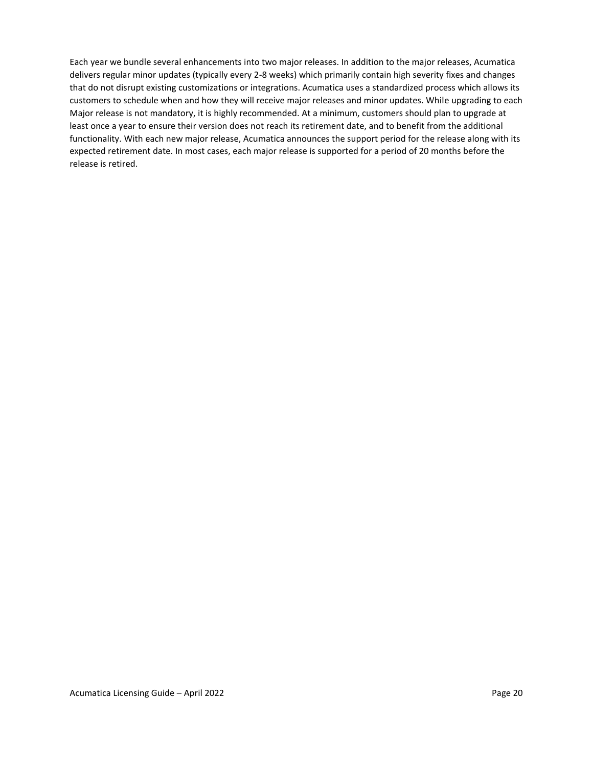Each year we bundle several enhancements into two major releases. In addition to the major releases, Acumatica delivers regular minor updates (typically every 2-8 weeks) which primarily contain high severity fixes and changes that do not disrupt existing customizations or integrations. Acumatica uses a standardized process which allows its customers to schedule when and how they will receive major releases and minor updates. While upgrading to each Major release is not mandatory, it is highly recommended. At a minimum, customers should plan to upgrade at least once a year to ensure their version does not reach its retirement date, and to benefit from the additional functionality. With each new major release, Acumatica announces the support period for the release along with its expected retirement date. In most cases, each major release is supported for a period of 20 months before the release is retired.